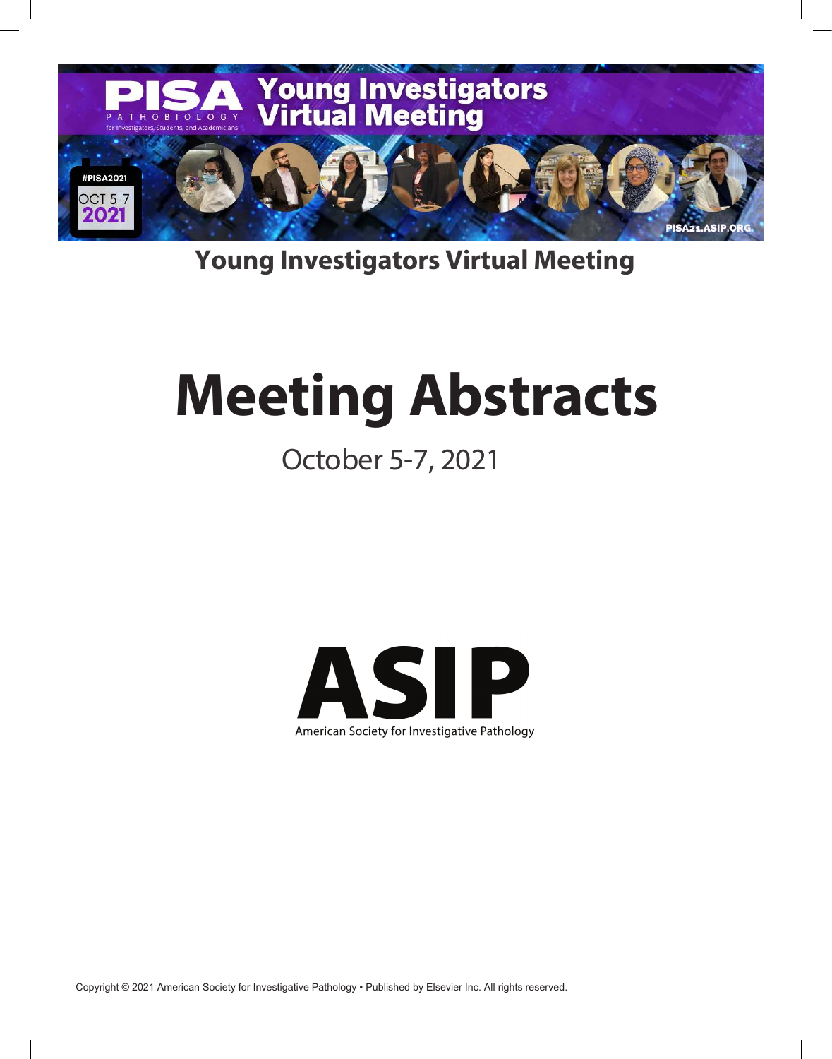# Young Investigators Virtual Meeting

# Meeting Abstracts

October 5-7, 2021

**ASIP**

American Society for Investigative Pathology

Copyright © 2021 American Society for Investigative Pathology • Published by Elsevier Inc. All rights reserved.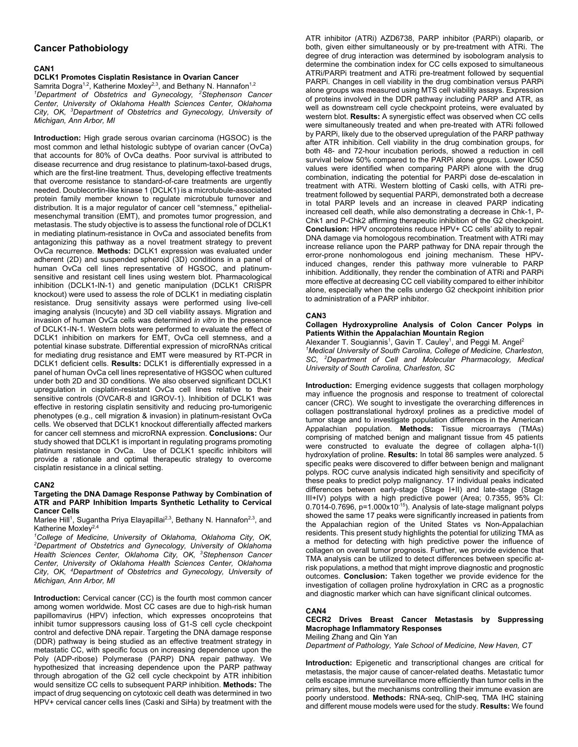## Cancer Pathobiology

### CAN1

**DCLK1 Promotes Cisplatin Resistance in Ovarian Cancer**

Samrita Dogra[1,2], Katherine Moxley[2,3], and Bethany N. Hannafon[1,2]

*[1]Department of Obstetrics and Gynecology, [2]Stephenson Cancer Center, University of Oklahoma Health Sciences Center, Oklahoma City, OK, [3]Department of Obstetrics and Gynecology, University of Michigan, Ann Arbor, MI*

**Introduction:** High grade serous ovarian carcinoma (HGSOC) is the most common and lethal histologic subtype of ovarian cancer (OvCa) that accounts for 80% of OvCa deaths. Poor survival is attributed to disease recurrence and drug resistance to platinum-taxol-based drugs, which are the first-line treatment. Thus, developing effective treatments that overcome resistance to standard-of-care treatments are urgently needed. Doublecortin-like kinase 1 (DCLK1) is a microtubule-associated protein family member known to regulate microtubule turnover and distribution. It is a major regulator of cancer cell "stemness," epithelial-mesenchymal transition (EMT), and promotes tumor progression, and metastasis. The study objective is to assess the functional role of DCLK1 in mediating platinum-resistance in OvCa and associated benefits from antagonizing this pathway as a novel treatment strategy to prevent OvCa recurrence. **Methods:** DCLK1 expression was evaluated under adherent (2D) and suspended spheroid (3D) conditions in a panel of human OvCa cell lines representative of HGSOC, and platinum-sensitive and resistant cell lines using western blot. Pharmacological inhibition (DCLK1-IN-1) and genetic manipulation (DCLK1 CRISPR knockout) were used to assess the role of DCLK1 in mediating cisplatin resistance. Drug sensitivity assays were performed using live-cell imaging analysis (Incucyte) and 3D cell viability assays. Migration and invasion of human OvCa cells was determined *in vitro* in the presence of DCLK1-IN-1. Western blots were performed to evaluate the effect of DCLK1 inhibition on markers for EMT, OvCa cell stemness, and a potential kinase substrate. Differential expression of microRNAs critical for mediating drug resistance and EMT were measured by RT-PCR in DCLK1 deficient cells. **Results:** DCLK1 is differentially expressed in a panel of human OvCa cell lines representative of HGSOC when cultured under both 2D and 3D conditions. We also observed significant DCLK1 upregulation in cisplatin-resistant OvCa cell lines relative to their sensitive controls (OVCAR-8 and IGROV-1). Inhibition of DCLK1 was effective in restoring cisplatin sensitivity and reducing pro-tumorigenic phenotypes (e.g., cell migration & invasion) in platinum-resistant OvCa cells. We observed that DCLK1 knockout differentially affected markers for cancer cell stemness and microRNA expression. **Conclusions:** Our study showed that DCLK1 is important in regulating programs promoting platinum resistance in OvCa. Use of DCLK1 specific inhibitors will provide a rationale and optimal therapeutic strategy to overcome cisplatin resistance in a clinical setting.

### CAN2

**Targeting the DNA Damage Response Pathway by Combination of ATR and PARP Inhibition Imparts Synthetic Lethality to Cervical Cancer Cells**

Marlee Hill[1], Sugantha Priya Elayapillai[2,3], Bethany N. Hannafon[2,3], and Katherine Moxley[2,4]

*[1]College of Medicine, University of Oklahoma, Oklahoma City, OK, [2]Department of Obstetrics and Gynecology, University of Oklahoma Health Sciences Center, Oklahoma City, OK, [3]Stephenson Cancer Center, University of Oklahoma Health Sciences Center, Oklahoma City, OK, [4]Department of Obstetrics and Gynecology, University of Michigan, Ann Arbor, MI*

**Introduction:** Cervical cancer (CC) is the fourth most common cancer among women worldwide. Most CC cases are due to high-risk human papillomavirus (HPV) infection, which expresses oncoproteins that inhibit tumor suppressors causing loss of G1-S cell cycle checkpoint control and defective DNA repair. Targeting the DNA damage response (DDR) pathway is being studied as an effective treatment strategy in metastatic CC, with specific focus on increasing dependence upon the Poly (ADP-ribose) Polymerase (PARP) DNA repair pathway. We hypothesized that increasing dependence upon the PARP pathway through abrogation of the G2 cell cycle checkpoint by ATR inhibition would sensitize CC cells to subsequent PARP inhibition. **Methods:** The impact of drug sequencing on cytotoxic cell death was determined in two HPV+ cervical cancer cells lines (Caski and SiHa) by treatment with the ATR inhibitor (ATRi) AZD6738, PARP inhibitor (PARPi) olaparib, or both, given either simultaneously or by pre-treatment with ATRi. The degree of drug interaction was determined by isobologram analysis to determine the combination index for CC cells exposed to simultaneous ATRi/PARPi treatment and ATRi pre-treatment followed by sequential PARPi. Changes in cell viability in the drug combination versus PARPi alone groups was measured using MTS cell viability assays. Expression of proteins involved in the DDR pathway including PARP and ATR, as well as downstream cell cycle checkpoint proteins, were evaluated by western blot. **Results:** A synergistic effect was observed when CC cells were simultaneously treated and when pre-treated with ATRi followed by PARPi, likely due to the observed upregulation of the PARP pathway after ATR inhibition. Cell viability in the drug combination groups, for both 48- and 72-hour incubation periods, showed a reduction in cell survival below 50% compared to the PARPi alone groups. Lower IC50 values were identified when comparing PARPi alone with the drug combination, indicating the potential for PARPi dose de-escalation in treatment with ATRi. Western blotting of Caski cells, with ATRi pre-treatment followed by sequential PARPi, demonstrated both a decrease in total PARP levels and an increase in cleaved PARP indicating increased cell death, while also demonstrating a decrease in Chk-1, P-Chk1 and P-Chk2 affirming therapeutic inhibition of the G2 checkpoint. **Conclusion:** HPV oncoproteins reduce HPV+ CC cells' ability to repair DNA damage via homologous recombination. Treatment with ATRi may increase reliance upon the PARP pathway for DNA repair through the error-prone nonhomologous end joining mechanism. These HPV-induced changes, render this pathway more vulnerable to PARP inhibition. Additionally, they render the combination of ATRi and PARPi more effective at decreasing CC cell viability compared to either inhibitor alone, especially when the cells undergo G2 checkpoint inhibition prior to administration of a PARP inhibitor.

### CAN3

**Collagen Hydroxyproline Analysis of Colon Cancer Polyps in Patients Within the Appalachian Mountain Region**

Alexander T. Sougiannis[1], Gavin T. Cauley[1], and Peggi M. Angel[2]

*[1]Medical University of South Carolina, College of Medicine, Charleston, SC, [2]Department of Cell and Molecular Pharmacology, Medical University of South Carolina, Charleston, SC*

**Introduction:** Emerging evidence suggests that collagen morphology may influence the prognosis and response to treatment of colorectal cancer (CRC). We sought to investigate the overarching differences in collagen posttranslational hydroxyl prolines as a predictive model of tumor stage and to investigate population differences in the American Appalachian population. **Methods:** Tissue microarrays (TMAs) comprising of matched benign and malignant tissue from 45 patients were constructed to evaluate the degree of collagen alpha-1(I) hydroxylation of proline. **Results:** In total 86 samples were analyzed. 5 specific peaks were discovered to differ between benign and malignant polyps. ROC curve analysis indicated high sensitivity and specificity of these peaks to predict polyp malignancy. 17 individual peaks indicated differences between early-stage (Stage I+II) and late-stage (Stage III+IV) polyps with a high predictive power (Area; 0.7355, 95% CI: 0.7014-0.7696, $p=1.000 \times 10^{-15}$). Analysis of late-stage malignant polyps showed the same 17 peaks were significantly increased in patients from the Appalachian region of the United States vs Non-Appalachian residents. This present study highlights the potential for utilizing TMA as a method for detecting with high predictive power the influence of collagen on overall tumor prognosis. Further, we provide evidence that TMA analysis can be utilized to detect differences between specific at-risk populations, a method that might improve diagnostic and prognostic outcomes. **Conclusion:** Taken together we provide evidence for the investigation of collagen proline hydroxylation in CRC as a prognostic and diagnostic marker which can have significant clinical outcomes.

### CAN4

**CECR2 Drives Breast Cancer Metastasis by Suppressing Macrophage Inflammatory Responses**

Meiling Zhang and Qin Yan

*Department of Pathology, Yale School of Medicine, New Haven, CT*

**Introduction:** Epigenetic and transcriptional changes are critical for metastasis, the major cause of cancer-related deaths. Metastatic tumor cells escape immune surveillance more efficiently than tumor cells in the primary sites, but the mechanisms controlling their immune evasion are poorly understood. **Methods:** RNA-seq, ChIP-seq, TMA IHC staining and different mouse models were used for the study. **Results:** We found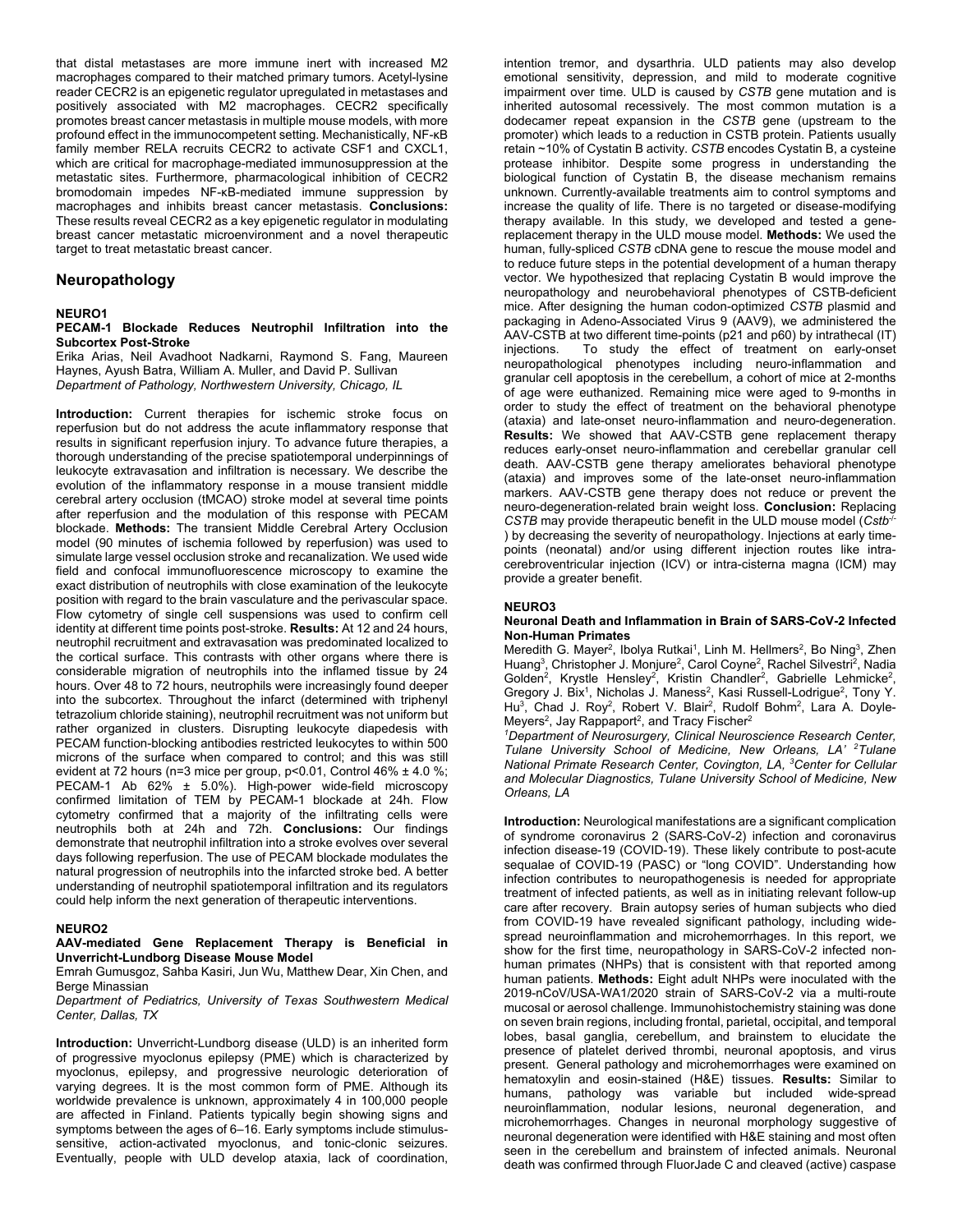that distal metastases are more immune inert with increased M2 macrophages compared to their matched primary tumors. Acetyl-lysine reader CECR2 is an epigenetic regulator upregulated in metastases and positively associated with M2 macrophages. CECR2 specifically promotes breast cancer metastasis in multiple mouse models, with more profound effect in the immunocompetent setting. Mechanistically, NF-κB family member RELA recruits CECR2 to activate CSF1 and CXCL1, which are critical for macrophage-mediated immunosuppression at the metastatic sites. Furthermore, pharmacological inhibition of CECR2 bromodomain impedes NF-κB-mediated immune suppression by macrophages and inhibits breast cancer metastasis. **Conclusions:** These results reveal CECR2 as a key epigenetic regulator in modulating breast cancer metastatic microenvironment and a novel therapeutic target to treat metastatic breast cancer.

## Neuropathology

**NEURO1**

**PECAM-1 Blockade Reduces Neutrophil Infiltration into the Subcortex Post-Stroke**

Erika Arias, Neil Avadhoot Nadkarni, Raymond S. Fang, Maureen Haynes, Ayush Batra, William A. Muller, and David P. Sullivan

*Department of Pathology, Northwestern University, Chicago, IL*

**Introduction:** Current therapies for ischemic stroke focus on reperfusion but do not address the acute inflammatory response that results in significant reperfusion injury. To advance future therapies, a thorough understanding of the precise spatiotemporal underpinnings of leukocyte extravasation and infiltration is necessary. We describe the evolution of the inflammatory response in a mouse transient middle cerebral artery occlusion (tMCAO) stroke model at several time points after reperfusion and the modulation of this response with PECAM blockade. **Methods:** The transient Middle Cerebral Artery Occlusion model (90 minutes of ischemia followed by reperfusion) was used to simulate large vessel occlusion stroke and recanalization. We used wide field and confocal immunofluorescence microscopy to examine the exact distribution of neutrophils with close examination of the leukocyte position with regard to the brain vasculature and the perivascular space. Flow cytometry of single cell suspensions was used to confirm cell identity at different time points post-stroke. **Results:** At 12 and 24 hours, neutrophil recruitment and extravasation was predominated localized to the cortical surface. This contrasts with other organs where there is considerable migration of neutrophils into the inflamed tissue by 24 hours. Over 48 to 72 hours, neutrophils were increasingly found deeper into the subcortex. Throughout the infarct (determined with triphenyl tetrazolium chloride staining), neutrophil recruitment was not uniform but rather organized in clusters. Disrupting leukocyte diapedesis with PECAM function-blocking antibodies restricted leukocytes to within 500 microns of the surface when compared to control; and this was still evident at 72 hours (n=3 mice per group, $p<0.01$, Control 46% ± 4.0 %; PECAM-1 Ab 62% ± 5.0%). High-power wide-field microscopy confirmed limitation of TEM by PECAM-1 blockade at 24h. Flow cytometry confirmed that a majority of the infiltrating cells were neutrophils both at 24h and 72h. **Conclusions:** Our findings demonstrate that neutrophil infiltration into a stroke evolves over several days following reperfusion. The use of PECAM blockade modulates the natural progression of neutrophils into the infarcted stroke bed. A better understanding of neutrophil spatiotemporal infiltration and its regulators could help inform the next generation of therapeutic interventions.

**NEURO2**

**AAV-mediated Gene Replacement Therapy is Beneficial in Unverricht-Lundborg Disease Mouse Model**

Emrah Gumusgoz, Sahba Kasiri, Jun Wu, Matthew Dear, Xin Chen, and Berge Minassian

*Department of Pediatrics, University of Texas Southwestern Medical Center, Dallas, TX*

**Introduction:** Unverricht-Lundborg disease (ULD) is an inherited form of progressive myoclonus epilepsy (PME) which is characterized by myoclonus, epilepsy, and progressive neurologic deterioration of varying degrees. It is the most common form of PME. Although its worldwide prevalence is unknown, approximately 4 in 100,000 people are affected in Finland. Patients typically begin showing signs and symptoms between the ages of 6–16. Early symptoms include stimulus-sensitive, action-activated myoclonus, and tonic-clonic seizures. Eventually, people with ULD develop ataxia, lack of coordination, intention tremor, and dysarthria. ULD patients may also develop emotional sensitivity, depression, and mild to moderate cognitive impairment over time. ULD is caused by *CSTB* gene mutation and is inherited autosomal recessively. The most common mutation is a dodecamer repeat expansion in the *CSTB* gene (upstream to the promoter) which leads to a reduction in CSTB protein. Patients usually retain ~10% of Cystatin B activity. *CSTB* encodes Cystatin B, a cysteine protease inhibitor. Despite some progress in understanding the biological function of Cystatin B, the disease mechanism remains unknown. Currently-available treatments aim to control symptoms and increase the quality of life. There is no targeted or disease-modifying therapy available. In this study, we developed and tested a gene-replacement therapy in the ULD mouse model. **Methods:** We used the human, fully-spliced *CSTB* cDNA gene to rescue the mouse model and to reduce future steps in the potential development of a human therapy vector. We hypothesized that replacing Cystatin B would improve the neuropathology and neurobehavioral phenotypes of CSTB-deficient mice. After designing the human codon-optimized *CSTB* plasmid and packaging in Adeno-Associated Virus 9 (AAV9), we administered the AAV-CSTB at two different time-points (p21 and p60) by intrathecal (IT) injections. To study the effect of treatment on early-onset neuropathological phenotypes including neuro-inflammation and granular cell apoptosis in the cerebellum, a cohort of mice at 2-months of age were euthanized. Remaining mice were aged to 9-months in order to study the effect of treatment on the behavioral phenotype (ataxia) and late-onset neuro-inflammation and neuro-degeneration. **Results:** We showed that AAV-CSTB gene replacement therapy reduces early-onset neuro-inflammation and cerebellar granular cell death. AAV-CSTB gene therapy ameliorates behavioral phenotype (ataxia) and improves some of the late-onset neuro-inflammation markers. AAV-CSTB gene therapy does not reduce or prevent the neuro-degeneration-related brain weight loss. **Conclusion:** Replacing *CSTB* may provide therapeutic benefit in the ULD mouse model (*Cstb*$^{-/-}$) by decreasing the severity of neuropathology. Injections at early time-points (neonatal) and/or using different injection routes like intra-cerebroventricular injection (ICV) or intra-cisterna magna (ICM) may provide a greater benefit.

**NEURO3**

**Neuronal Death and Inflammation in Brain of SARS-CoV-2 Infected Non-Human Primates**

Meredith G. Mayer[2], Ibolya Rutkai[1], Linh M. Hellmers[2], Bo Ning[3], Zhen Huang[3], Christopher J. Monjure[2], Carol Coyne[2], Rachel Silvestri[2], Nadia Golden[2], Krystle Hensley[2], Kristin Chandler[2], Gabrielle Lehmicke[2], Gregory J. Bix[1], Nicholas J. Maness[2], Kasi Russell-Lodrigue[2], Tony Y. Hu[3], Chad J. Roy[2], Robert V. Blair[2], Rudolf Bohm[2], Lara A. Doyle-Meyers[2], Jay Rappaport[2], and Tracy Fischer[2]

*[1]Department of Neurosurgery, Clinical Neuroscience Research Center, Tulane University School of Medicine, New Orleans, LA' [2]Tulane National Primate Research Center, Covington, LA, [3]Center for Cellular and Molecular Diagnostics, Tulane University School of Medicine, New Orleans, LA*

**Introduction:** Neurological manifestations are a significant complication of syndrome coronavirus 2 (SARS-CoV-2) infection and coronavirus infection disease-19 (COVID-19). These likely contribute to post-acute sequalae of COVID-19 (PASC) or "long COVID". Understanding how infection contributes to neuropathogenesis is needed for appropriate treatment of infected patients, as well as in initiating relevant follow-up care after recovery. Brain autopsy series of human subjects who died from COVID-19 have revealed significant pathology, including wide-spread neuroinflammation and microhemorrhages. In this report, we show for the first time, neuropathology in SARS-CoV-2 infected non-human primates (NHPs) that is consistent with that reported among human patients. **Methods:** Eight adult NHPs were inoculated with the 2019-nCoV/USA-WA1/2020 strain of SARS-CoV-2 via a multi-route mucosal or aerosol challenge. Immunohistochemistry staining was done on seven brain regions, including frontal, parietal, occipital, and temporal lobes, basal ganglia, cerebellum, and brainstem to elucidate the presence of platelet derived thrombi, neuronal apoptosis, and virus present. General pathology and microhemorrhages were examined on hematoxylin and eosin-stained (H&E) tissues. **Results:** Similar to humans, pathology was variable but included wide-spread neuroinflammation, nodular lesions, neuronal degeneration, and microhemorrhages. Changes in neuronal morphology suggestive of neuronal degeneration were identified with H&E staining and most often seen in the cerebellum and brainstem of infected animals. Neuronal death was confirmed through FluorJade C and cleaved (active) caspase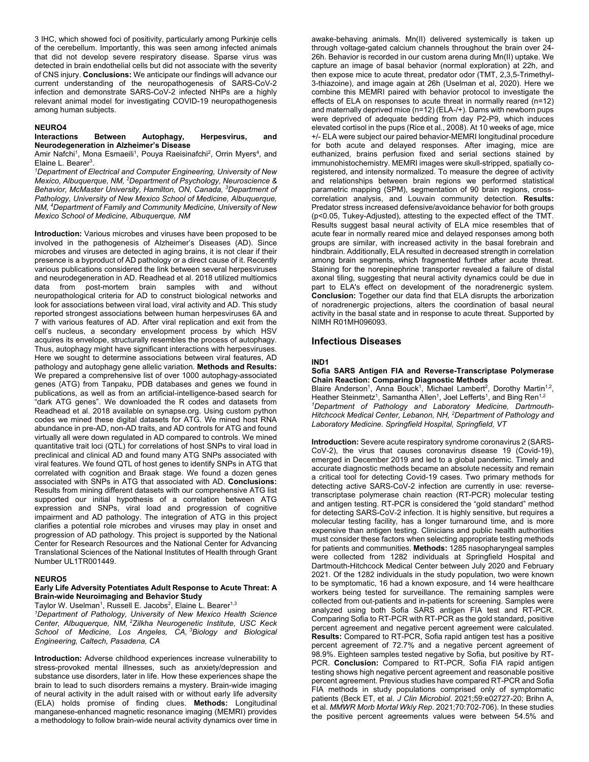3 IHC, which showed foci of positivity, particularly among Purkinje cells of the cerebellum. Importantly, this was seen among infected animals that did not develop severe respiratory disease. Sparse virus was detected in brain endothelial cells but did not associate with the severity of CNS injury. **Conclusions:** We anticipate our findings will advance our current understanding of the neuropathogenesis of SARS-CoV-2 infection and demonstrate SARS-CoV-2 infected NHPs are a highly relevant animal model for investigating COVID-19 neuropathogenesis among human subjects.

### NEURO4

**Interactions Between Autophagy, Herpesvirus, and Neurodegeneration in Alzheimer's Disease**

Amir Nafchi[1], Mona Esmaeili[1], Pouya Raeisinafchi[2], Orrin Myers[4], and Elaine L. Bearer[3].

*[1]Department of Electrical and Computer Engineering, University of New Mexico, Albuquerque, NM, [2]Department of Psychology, Neuroscience & Behavior, McMaster University, Hamilton, ON, Canada, [3]Department of Pathology, University of New Mexico School of Medicine, Albuquerque, NM, [4]Department of Family and Community Medicine, University of New Mexico School of Medicine, Albuquerque, NM*

**Introduction:** Various microbes and viruses have been proposed to be involved in the pathogenesis of Alzheimer's Diseases (AD). Since microbes and viruses are detected in aging brains, it is not clear if their presence is a byproduct of AD pathology or a direct cause of it. Recently various publications considered the link between several herpesviruses and neurodegeneration in AD. Readhead et al. 2018 utilized multiomics data from post-mortem brain samples with and without neuropathological criteria for AD to construct biological networks and look for associations between viral load, viral activity and AD. This study reported strongest associations between human herpesviruses 6A and 7 with various features of AD. After viral replication and exit from the cell's nucleus, a secondary envelopment process by which HSV acquires its envelope, structurally resembles the process of autophagy. Thus, autophagy might have significant interactions with herpesviruses. Here we sought to determine associations between viral features, AD pathology and autophagy gene allelic variation. **Methods and Results:** We prepared a comprehensive list of over 1000 autophagy-associated genes (ATG) from Tanpaku, PDB databases and genes we found in publications, as well as from an artificial-intelligence-based search for "dark ATG genes". We downloaded the R codes and datasets from Readhead et al. 2018 available on synapse.org. Using custom python codes we mined these digital datasets for ATG. We mined host RNA abundance in pre-AD, non-AD traits, and AD controls for ATG and found virtually all were down regulated in AD compared to controls. We mined quantitative trait loci (QTL) for correlations of host SNPs to viral load in preclinical and clinical AD and found many ATG SNPs associated with viral features. We found QTL of host genes to identify SNPs in ATG that correlated with cognition and Braak stage. We found a dozen genes associated with SNPs in ATG that associated with AD. **Conclusions:** Results from mining different datasets with our comprehensive ATG list supported our initial hypothesis of a correlation between ATG expression and SNPs, viral load and progression of cognitive impairment and AD pathology. The integration of ATG in this project clarifies a potential role microbes and viruses may play in onset and progression of AD pathology. This project is supported by the National Center for Research Resources and the National Center for Advancing Translational Sciences of the National Institutes of Health through Grant Number UL1TR001449.

### NEURO5

**Early Life Adversity Potentiates Adult Response to Acute Threat: A Brain-wide Neuroimaging and Behavior Study**

Taylor W. Uselman[1], Russell E. Jacobs[2], Elaine L. Bearer[1,3]

*[1]Department of Pathology, University of New Mexico Health Science Center, Albuquerque, NM, [2]Zilkha Neurogenetic Institute, USC Keck School of Medicine, Los Angeles, CA, [3]Biology and Biological Engineering, Caltech, Pasadena, CA*

**Introduction:** Adverse childhood experiences increase vulnerability to stress-provoked mental illnesses, such as anxiety/depression and substance use disorders, later in life. How these experiences shape the brain to lead to such disorders remains a mystery. Brain-wide imaging of neural activity in the adult raised with or without early life adversity (ELA) holds promise of finding clues. **Methods:** Longitudinal manganese-enhanced magnetic resonance imaging (MEMRI) provides a methodology to follow brain-wide neural activity dynamics over time in awake-behaving animals. Mn(II) delivered systemically is taken up through voltage-gated calcium channels throughout the brain over 24-26h. Behavior is recorded in our custom arena during Mn(II) uptake. We capture an image of basal behavior (normal exploration) at 22h, and then expose mice to acute threat, predator odor (TMT, 2,3,5-Trimethyl-3-thiazoine), and image again at 26h (Uselman et al, 2020). Here we combine this MEMRI paired with behavior protocol to investigate the effects of ELA on responses to acute threat in normally reared (n=12) and maternally deprived mice (n=12) (ELA-/+). Dams with newborn pups were deprived of adequate bedding from day P2-P9, which induces elevated cortisol in the pups (Rice et al., 2008). At 10 weeks of age, mice +/- ELA were subject our paired behavior-MEMRI longitudinal procedure for both acute and delayed responses. After imaging, mice are euthanized, brains perfusion fixed and serial sections stained by immunohistochemistry. MEMRI images were skull-stripped, spatially co-registered, and intensity normalized. To measure the degree of activity and relationships between brain regions we performed statistical parametric mapping (SPM), segmentation of 90 brain regions, cross-correlation analysis, and Louvain community detection. **Results:** Predator stress increased defensive/avoidance behavior for both groups ($p<0.05$, Tukey-Adjusted), attesting to the expected effect of the TMT. Results suggest basal neural activity of ELA mice resembles that of acute fear in normally reared mice and delayed responses among both groups are similar, with increased activity in the basal forebrain and hindbrain. Additionally, ELA resulted in decreased strength in correlation among brain segments, which fragmented further after acute threat. Staining for the norepinephrine transporter revealed a failure of distal axonal tiling, suggesting that neural activity dynamics could be due in part to ELA's effect on development of the noradrenergic system. **Conclusion:** Together our data find that ELA disrupts the arborization of noradrenergic projections, alters the coordination of basal neural activity in the basal state and in response to acute threat. Supported by NIMH R01MH096093.

## Infectious Diseases

### IND1

**Sofia SARS Antigen FIA and Reverse-Transcriptase Polymerase Chain Reaction: Comparing Diagnostic Methods**

Blaire Anderson[1], Anna Bouck[1], Michael Lambert[2], Dorothy Martin[1,2], Heather Steinmetz[1], Samantha Allen[1], Joel Lefferts[1], and Bing Ren[1,2]

*[1]Department of Pathology and Laboratory Medicine, Dartmouth-Hitchcock Medical Center, Lebanon, NH, [2]Department of Pathology and Laboratory Medicine. Springfield Hospital, Springfield, VT*

**Introduction:** Severe acute respiratory syndrome coronavirus 2 (SARS-CoV-2), the virus that causes coronavirus disease 19 (Covid-19), emerged in December 2019 and led to a global pandemic. Timely and accurate diagnostic methods became an absolute necessity and remain a critical tool for detecting Covid-19 cases. Two primary methods for detecting active SARS-CoV-2 infection are currently in use: reverse-transcriptase polymerase chain reaction (RT-PCR) molecular testing and antigen testing. RT-PCR is considered the "gold standard" method for detecting SARS-CoV-2 infection. It is highly sensitive, but requires a molecular testing facility, has a longer turnaround time, and is more expensive than antigen testing. Clinicians and public health authorities must consider these factors when selecting appropriate testing methods for patients and communities. **Methods:** 1285 nasopharyngeal samples were collected from 1282 individuals at Springfield Hospital and Dartmouth-Hitchcock Medical Center between July 2020 and February 2021. Of the 1282 individuals in the study population, two were known to be symptomatic, 16 had a known exposure, and 14 were healthcare workers being tested for surveillance. The remaining samples were collected from out-patients and in-patients for screening. Samples were analyzed using both Sofia SARS antigen FIA test and RT-PCR. Comparing Sofia to RT-PCR with RT-PCR as the gold standard, positive percent agreement and negative percent agreement were calculated. **Results:** Compared to RT-PCR, Sofia rapid antigen test has a positive percent agreement of 72.7% and a negative percent agreement of 98.9%. Eighteen samples tested negative by Sofia, but positive by RT-PCR. **Conclusion:** Compared to RT-PCR, Sofia FIA rapid antigen testing shows high negative percent agreement and reasonable positive percent agreement. Previous studies have compared RT-PCR and Sofia FIA methods in study populations comprised only of symptomatic patients (Beck ET, et al. *J Clin Microbiol*. 2021;59:e02727-20; Brihn A, et al. *MMWR Morb Mortal Wkly Rep*. 2021;70:702-706). In these studies the positive percent agreements values were between 54.5% and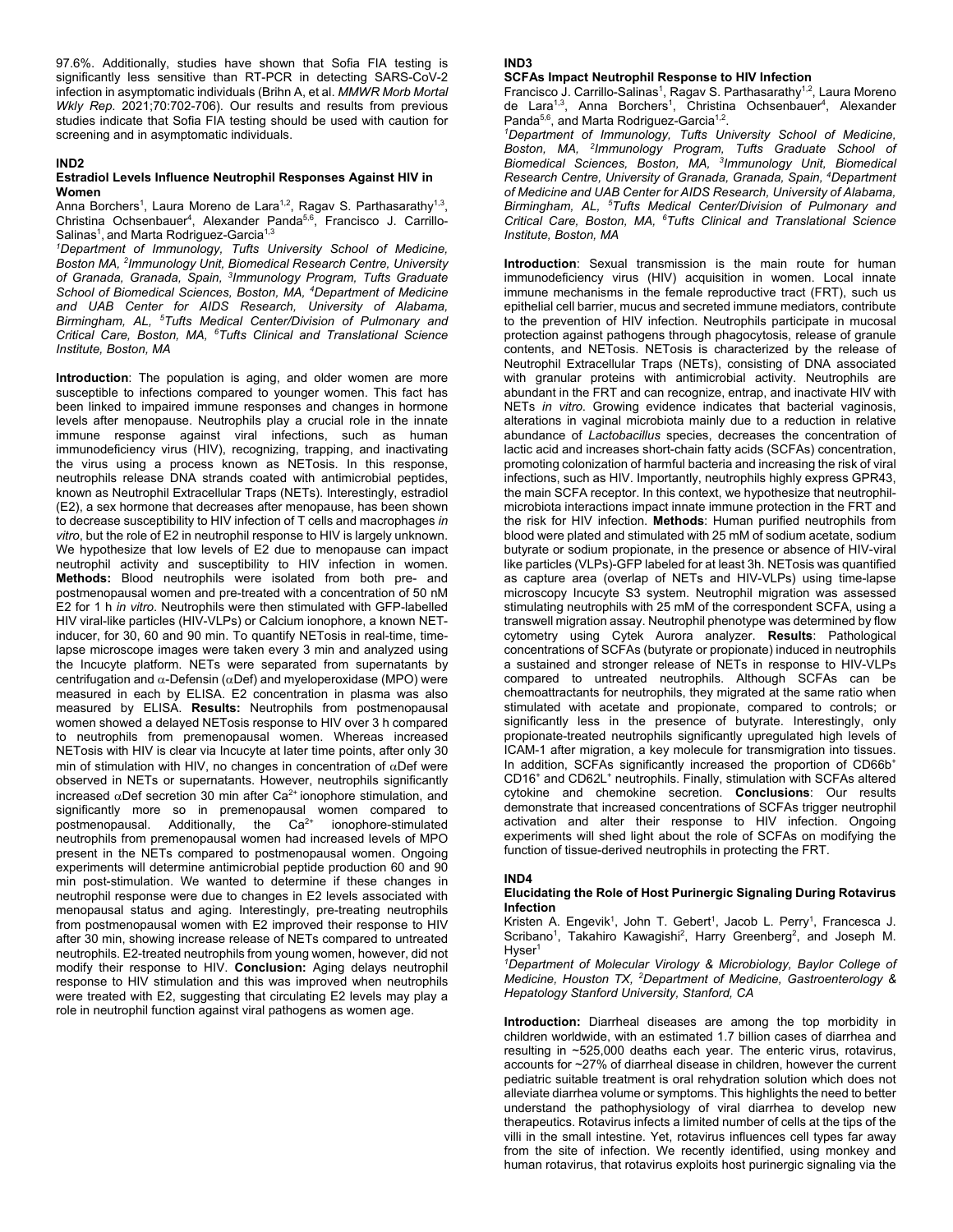97.6%. Additionally, studies have shown that Sofia FIA testing is significantly less sensitive than RT-PCR in detecting SARS-CoV-2 infection in asymptomatic individuals (Brihn A, et al. *MMWR Morb Mortal Wkly Rep*. 2021;70:702-706). Our results and results from previous studies indicate that Sofia FIA testing should be used with caution for screening and in asymptomatic individuals.

## IND2

### Estradiol Levels Influence Neutrophil Responses Against HIV in Women

Anna Borchers[1], Laura Moreno de Lara[1,2], Ragav S. Parthasarathy[1,3], Christina Ochsenbauer[4], Alexander Panda[5,6], Francisco J. Carrillo-Salinas[1], and Marta Rodriguez-Garcia[1,3]

*[1]Department of Immunology, Tufts University School of Medicine, Boston MA, [2]Immunology Unit, Biomedical Research Centre, University of Granada, Granada, Spain, [3]Immunology Program, Tufts Graduate School of Biomedical Sciences, Boston, MA, [4]Department of Medicine and UAB Center for AIDS Research, University of Alabama, Birmingham, AL, [5]Tufts Medical Center/Division of Pulmonary and Critical Care, Boston, MA, [6]Tufts Clinical and Translational Science Institute, Boston, MA*

**Introduction**: The population is aging, and older women are more susceptible to infections compared to younger women. This fact has been linked to impaired immune responses and changes in hormone levels after menopause. Neutrophils play a crucial role in the innate immune response against viral infections, such as human immunodeficiency virus (HIV), recognizing, trapping, and inactivating the virus using a process known as NETosis. In this response, neutrophils release DNA strands coated with antimicrobial peptides, known as Neutrophil Extracellular Traps (NETs). Interestingly, estradiol (E2), a sex hormone that decreases after menopause, has been shown to decrease susceptibility to HIV infection of T cells and macrophages *in vitro*, but the role of E2 in neutrophil response to HIV is largely unknown. We hypothesize that low levels of E2 due to menopause can impact neutrophil activity and susceptibility to HIV infection in women. **Methods:** Blood neutrophils were isolated from both pre- and postmenopausal women and pre-treated with a concentration of 50 nM E2 for 1 h *in vitro*. Neutrophils were then stimulated with GFP-labelled HIV viral-like particles (HIV-VLPs) or Calcium ionophore, a known NET-inducer, for 30, 60 and 90 min. To quantify NETosis in real-time, time-lapse microscope images were taken every 3 min and analyzed using the Incucyte platform. NETs were separated from supernatants by centrifugation and $\alpha$-Defensin ($\alpha$Def) and myeloperoxidase (MPO) were measured in each by ELISA. E2 concentration in plasma was also measured by ELISA. **Results:** Neutrophils from postmenopausal women showed a delayed NETosis response to HIV over 3 h compared to neutrophils from premenopausal women. Whereas increased NETosis with HIV is clear via Incucyte at later time points, after only 30 min of stimulation with HIV, no changes in concentration of $\alpha$Def were observed in NETs or supernatants. However, neutrophils significantly increased $\alpha$Def secretion 30 min after $Ca^{2+}$ ionophore stimulation, and significantly more so in premenopausal women compared to postmenopausal. Additionally, the $Ca^{2+}$ ionophore-stimulated neutrophils from premenopausal women had increased levels of MPO present in the NETs compared to postmenopausal women. Ongoing experiments will determine antimicrobial peptide production 60 and 90 min post-stimulation. We wanted to determine if these changes in neutrophil response were due to changes in E2 levels associated with menopausal status and aging. Interestingly, pre-treating neutrophils from postmenopausal women with E2 improved their response to HIV after 30 min, showing increase release of NETs compared to untreated neutrophils. E2-treated neutrophils from young women, however, did not modify their response to HIV. **Conclusion:** Aging delays neutrophil response to HIV stimulation and this was improved when neutrophils were treated with E2, suggesting that circulating E2 levels may play a role in neutrophil function against viral pathogens as women age.

## IND3

### SCFAs Impact Neutrophil Response to HIV Infection

Francisco J. Carrillo-Salinas[1], Ragav S. Parthasarathy[1,2], Laura Moreno de Lara[1,3], Anna Borchers[1], Christina Ochsenbauer[4], Alexander Panda[5,6], and Marta Rodriguez-Garcia[1,2].

*[1]Department of Immunology, Tufts University School of Medicine, Boston, MA, [2]Immunology Program, Tufts Graduate School of Biomedical Sciences, Boston, MA, [3]Immunology Unit, Biomedical Research Centre, University of Granada, Granada, Spain, [4]Department of Medicine and UAB Center for AIDS Research, University of Alabama, Birmingham, AL, [5]Tufts Medical Center/Division of Pulmonary and Critical Care, Boston, MA, [6]Tufts Clinical and Translational Science Institute, Boston, MA*

**Introduction**: Sexual transmission is the main route for human immunodeficiency virus (HIV) acquisition in women. Local innate immune mechanisms in the female reproductive tract (FRT), such us epithelial cell barrier, mucus and secreted immune mediators, contribute to the prevention of HIV infection. Neutrophils participate in mucosal protection against pathogens through phagocytosis, release of granule contents, and NETosis. NETosis is characterized by the release of Neutrophil Extracellular Traps (NETs), consisting of DNA associated with granular proteins with antimicrobial activity. Neutrophils are abundant in the FRT and can recognize, entrap, and inactivate HIV with NETs *in vitro*. Growing evidence indicates that bacterial vaginosis, alterations in vaginal microbiota mainly due to a reduction in relative abundance of *Lactobacillus* species, decreases the concentration of lactic acid and increases short-chain fatty acids (SCFAs) concentration, promoting colonization of harmful bacteria and increasing the risk of viral infections, such as HIV. Importantly, neutrophils highly express GPR43, the main SCFA receptor. In this context, we hypothesize that neutrophil-microbiota interactions impact innate immune protection in the FRT and the risk for HIV infection. **Methods**: Human purified neutrophils from blood were plated and stimulated with 25 mM of sodium acetate, sodium butyrate or sodium propionate, in the presence or absence of HIV-viral like particles (VLPs)-GFP labeled for at least 3h. NETosis was quantified as capture area (overlap of NETs and HIV-VLPs) using time-lapse microscopy Incucyte S3 system. Neutrophil migration was assessed stimulating neutrophils with 25 mM of the correspondent SCFA, using a transwell migration assay. Neutrophil phenotype was determined by flow cytometry using Cytek Aurora analyzer. **Results**: Pathological concentrations of SCFAs (butyrate or propionate) induced in neutrophils a sustained and stronger release of NETs in response to HIV-VLPs compared to untreated neutrophils. Although SCFAs can be chemoattractants for neutrophils, they migrated at the same ratio when stimulated with acetate and propionate, compared to controls; or significantly less in the presence of butyrate. Interestingly, only propionate-treated neutrophils significantly upregulated high levels of ICAM-1 after migration, a key molecule for transmigration into tissues. In addition, SCFAs significantly increased the proportion of CD66b$^+$ CD16$^+$ and CD62L$^+$ neutrophils. Finally, stimulation with SCFAs altered cytokine and chemokine secretion. **Conclusions**: Our results demonstrate that increased concentrations of SCFAs trigger neutrophil activation and alter their response to HIV infection. Ongoing experiments will shed light about the role of SCFAs on modifying the function of tissue-derived neutrophils in protecting the FRT.

## IND4

### Elucidating the Role of Host Purinergic Signaling During Rotavirus Infection

Kristen A. Engevik[1], John T. Gebert[1], Jacob L. Perry[1], Francesca J. Scribano[1], Takahiro Kawagishi[2], Harry Greenberg[2], and Joseph M. Hyser[1]

*[1]Department of Molecular Virology & Microbiology, Baylor College of Medicine, Houston TX, [2]Department of Medicine, Gastroenterology & Hepatology Stanford University, Stanford, CA*

**Introduction:** Diarrheal diseases are among the top morbidity in children worldwide, with an estimated 1.7 billion cases of diarrhea and resulting in ~525,000 deaths each year. The enteric virus, rotavirus, accounts for ~27% of diarrheal disease in children, however the current pediatric suitable treatment is oral rehydration solution which does not alleviate diarrhea volume or symptoms. This highlights the need to better understand the pathophysiology of viral diarrhea to develop new therapeutics. Rotavirus infects a limited number of cells at the tips of the villi in the small intestine. Yet, rotavirus influences cell types far away from the site of infection. We recently identified, using monkey and human rotavirus, that rotavirus exploits host purinergic signaling via the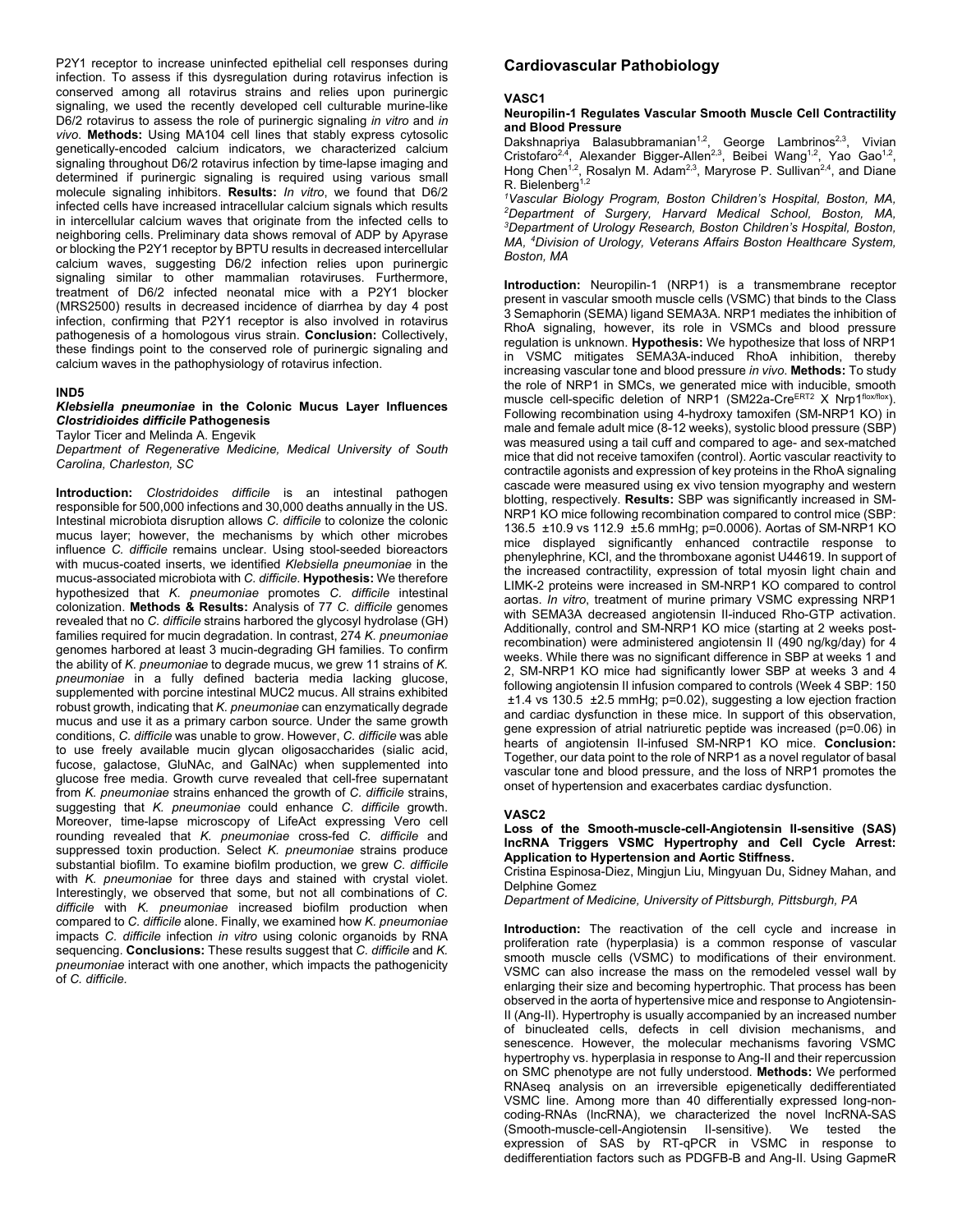P2Y1 receptor to increase uninfected epithelial cell responses during infection. To assess if this dysregulation during rotavirus infection is conserved among all rotavirus strains and relies upon purinergic signaling, we used the recently developed cell culturable murine-like D6/2 rotavirus to assess the role of purinergic signaling *in vitro* and *in vivo*. **Methods:** Using MA104 cell lines that stably express cytosolic genetically-encoded calcium indicators, we characterized calcium signaling throughout D6/2 rotavirus infection by time-lapse imaging and determined if purinergic signaling is required using various small molecule signaling inhibitors. **Results:** *In vitro*, we found that D6/2 infected cells have increased intracellular calcium signals which results in intercellular calcium waves that originate from the infected cells to neighboring cells. Preliminary data shows removal of ADP by Apyrase or blocking the P2Y1 receptor by BPTU results in decreased intercellular calcium waves, suggesting D6/2 infection relies upon purinergic signaling similar to other mammalian rotaviruses. Furthermore, treatment of D6/2 infected neonatal mice with a P2Y1 blocker (MRS2500) results in decreased incidence of diarrhea by day 4 post infection, confirming that P2Y1 receptor is also involved in rotavirus pathogenesis of a homologous virus strain. **Conclusion:** Collectively, these findings point to the conserved role of purinergic signaling and calcium waves in the pathophysiology of rotavirus infection.

### IND5

#### *Klebsiella pneumoniae* in the Colonic Mucus Layer Influences *Clostridioides difficile* Pathogenesis

Taylor Ticer and Melinda A. Engevik

*Department of Regenerative Medicine, Medical University of South Carolina, Charleston, SC*

**Introduction:** *Clostridioides difficile* is an intestinal pathogen responsible for 500,000 infections and 30,000 deaths annually in the US. Intestinal microbiota disruption allows *C. difficile* to colonize the colonic mucus layer; however, the mechanisms by which other microbes influence *C. difficile* remains unclear. Using stool-seeded bioreactors with mucus-coated inserts, we identified *Klebsiella pneumoniae* in the mucus-associated microbiota with *C. difficile*. **Hypothesis:** We therefore hypothesized that *K. pneumoniae* promotes *C. difficile* intestinal colonization. **Methods & Results:** Analysis of 77 *C. difficile* genomes revealed that no *C. difficile* strains harbored the glycosyl hydrolase (GH) families required for mucin degradation. In contrast, 274 *K. pneumoniae* genomes harbored at least 3 mucin-degrading GH families. To confirm the ability of *K. pneumoniae* to degrade mucus, we grew 11 strains of *K. pneumoniae* in a fully defined bacteria media lacking glucose, supplemented with porcine intestinal MUC2 mucus. All strains exhibited robust growth, indicating that *K. pneumoniae* can enzymatically degrade mucus and use it as a primary carbon source. Under the same growth conditions, *C. difficile* was unable to grow. However, *C. difficile* was able to use freely available mucin glycan oligosaccharides (sialic acid, fucose, galactose, GluNAc, and GalNAc) when supplemented into glucose free media. Growth curve revealed that cell-free supernatant from *K. pneumoniae* strains enhanced the growth of *C. difficile* strains, suggesting that *K. pneumoniae* could enhance *C. difficile* growth. Moreover, time-lapse microscopy of LifeAct expressing Vero cell rounding revealed that *K. pneumoniae* cross-fed *C. difficile* and suppressed toxin production. Select *K. pneumoniae* strains produce substantial biofilm. To examine biofilm production, we grew *C. difficile* with *K. pneumoniae* for three days and stained with crystal violet. Interestingly, we observed that some, but not all combinations of *C. difficile* with *K. pneumoniae* increased biofilm production when compared to *C. difficile* alone. Finally, we examined how *K. pneumoniae* impacts *C. difficile* infection *in vitro* using colonic organoids by RNA sequencing. **Conclusions:** These results suggest that *C. difficile* and *K. pneumoniae* interact with one another, which impacts the pathogenicity of *C. difficile*.

## Cardiovascular Pathobiology

### VASC1

#### Neuropilin-1 Regulates Vascular Smooth Muscle Cell Contractility and Blood Pressure

Dakshnapriya Balasubbramanian[1,2], George Lambrinos[2,3], Vivian Cristofaro[2,4], Alexander Bigger-Allen[2,3], Beibei Wang[1,2], Yao Gao[1,2], Hong Chen[1,2], Rosalyn M. Adam[2,3], Maryrose P. Sullivan[2,4], and Diane R. Bielenberg[1,2]

[1]*Vascular Biology Program, Boston Children's Hospital, Boston, MA,* [2]*Department of Surgery, Harvard Medical School, Boston, MA,* [3]*Department of Urology Research, Boston Children's Hospital, Boston, MA,* [4]*Division of Urology, Veterans Affairs Boston Healthcare System, Boston, MA*

**Introduction:** Neuropilin-1 (NRP1) is a transmembrane receptor present in vascular smooth muscle cells (VSMC) that binds to the Class 3 Semaphorin (SEMA) ligand SEMA3A. NRP1 mediates the inhibition of RhoA signaling, however, its role in VSMCs and blood pressure regulation is unknown. **Hypothesis:** We hypothesize that loss of NRP1 in VSMC mitigates SEMA3A-induced RhoA inhibition, thereby increasing vascular tone and blood pressure *in vivo.* **Methods:** To study the role of NRP1 in SMCs, we generated mice with inducible, smooth muscle cell-specific deletion of NRP1 (SM22a-Cre$^{ERT2}$ X Nrp1$^{flox/flox}$). Following recombination using 4-hydroxy tamoxifen (SM-NRP1 KO) in male and female adult mice (8-12 weeks), systolic blood pressure (SBP) was measured using a tail cuff and compared to age- and sex-matched mice that did not receive tamoxifen (control). Aortic vascular reactivity to contractile agonists and expression of key proteins in the RhoA signaling cascade were measured using ex vivo tension myography and western blotting, respectively. **Results:** SBP was significantly increased in SM-NRP1 KO mice following recombination compared to control mice (SBP: 136.5 ±10.9 vs 112.9 ±5.6 mmHg; p=0.0006). Aortas of SM-NRP1 KO mice displayed significantly enhanced contractile response to phenylephrine, KCl, and the thromboxane agonist U44619. In support of the increased contractility, expression of total myosin light chain and LIMK-2 proteins were increased in SM-NRP1 KO compared to control aortas. *In vitro*, treatment of murine primary VSMC expressing NRP1 with SEMA3A decreased angiotensin II-induced Rho-GTP activation. Additionally, control and SM-NRP1 KO mice (starting at 2 weeks post-recombination) were administered angiotensin II (490 ng/kg/day) for 4 weeks. While there was no significant difference in SBP at weeks 1 and 2, SM-NRP1 KO mice had significantly lower SBP at weeks 3 and 4 following angiotensin II infusion compared to controls (Week 4 SBP: 150 ±1.4 vs 130.5 ±2.5 mmHg; p=0.02), suggesting a low ejection fraction and cardiac dysfunction in these mice. In support of this observation, gene expression of atrial natriuretic peptide was increased (p=0.06) in hearts of angiotensin II-infused SM-NRP1 KO mice. **Conclusion:** Together, our data point to the role of NRP1 as a novel regulator of basal vascular tone and blood pressure, and the loss of NRP1 promotes the onset of hypertension and exacerbates cardiac dysfunction.

### VASC2

#### Loss of the Smooth-muscle-cell-Angiotensin II-sensitive (SAS) lncRNA Triggers VSMC Hypertrophy and Cell Cycle Arrest: Application to Hypertension and Aortic Stiffness.

Cristina Espinosa-Diez, Mingjun Liu, Mingyuan Du, Sidney Mahan, and Delphine Gomez

*Department of Medicine, University of Pittsburgh, Pittsburgh, PA*

**Introduction:** The reactivation of the cell cycle and increase in proliferation rate (hyperplasia) is a common response of vascular smooth muscle cells (VSMC) to modifications of their environment. VSMC can also increase the mass on the remodeled vessel wall by enlarging their size and becoming hypertrophic. That process has been observed in the aorta of hypertensive mice and response to Angiotensin-II (Ang-II). Hypertrophy is usually accompanied by an increased number of binucleated cells, defects in cell division mechanisms, and senescence. However, the molecular mechanisms favoring VSMC hypertrophy vs. hyperplasia in response to Ang-II and their repercussion on SMC phenotype are not fully understood. **Methods:** We performed RNAseq analysis on an irreversible epigenetically dedifferentiated VSMC line. Among more than 40 differentially expressed long-non-coding-RNAs (lncRNA), we characterized the novel lncRNA-SAS (Smooth-muscle-cell-Angiotensin II-sensitive). We tested the expression of SAS by RT-qPCR in VSMC in response to dedifferentiation factors such as PDGFB-B and Ang-II. Using GapmeR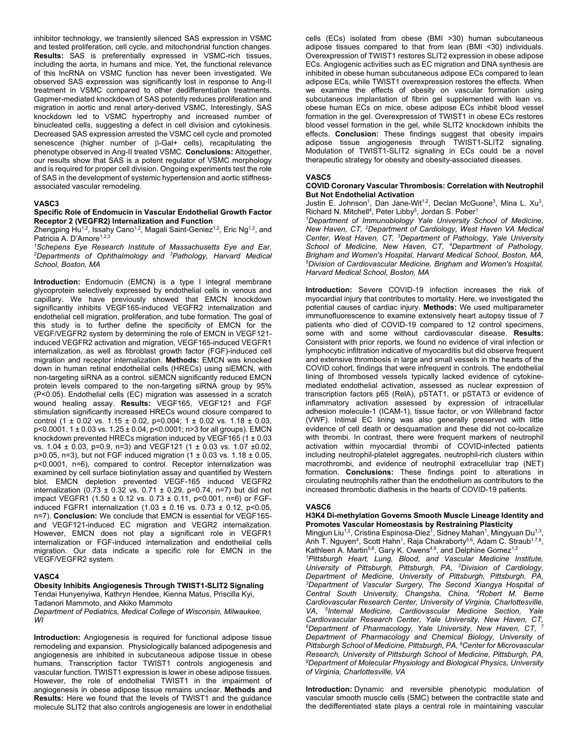inhibitor technology, we transiently silenced SAS expression in VSMC and tested proliferation, cell cycle, and mitochondrial function changes. **Results:** SAS is preferentially expressed in VSMC-rich tissues, including the aorta, in humans and mice. Yet, the functional relevance of this lncRNA on VSMC function has never been investigated. We observed SAS expression was significantly lost in response to Ang-II treatment in VSMC compared to other dedifferentiation treatments. Gapmer-mediated knockdown of SAS potently reduces proliferation and migration in aortic and renal artery-derived VSMC. Interestingly, SAS knockdown led to VSMC hypertrophy and increased number of binucleated cells, suggesting a defect in cell division and cytokinesis. Decreased SAS expression arrested the VSMC cell cycle and promoted senescence (higher number of β-Gal+ cells), recapitulating the phenotype observed in Ang-II treated VSMC. **Conclusions:** Altogether, our results show that SAS is a potent regulator of VSMC morphology and is required for proper cell division. Ongoing experiments test the role of SAS in the development of systemic hypertension and aortic stiffness-associated vascular remodeling.

### VASC3

**Specific Role of Endomucin in Vascular Endothelial Growth Factor Receptor 2 (VEGFR2) Internalization and Function**

Zhengping Hu[1,2], Issahy Cano[1,2], Magali Saint-Geniez[1,2], Eric Ng[1,2], and Patricia A. D'Amore[1,2,3]

*[1]Schepens Eye Research Institute of Massachusetts Eye and Ear, [2]Departments of Ophthalmology and [3]Pathology, Harvard Medical School, Boston, MA*

**Introduction:** Endomucin (EMCN) is a type I integral membrane glycoprotein selectively expressed by endothelial cells in venous and capillary. We have previously showed that EMCN knockdown significantly inhibits VEGF165-induced VEGFR2 internalization and endothelial cell migration, proliferation, and tube formation. The goal of this study is to further define the specificity of EMCN for the VEGF/VEGFR2 system by determining the role of EMCN in VEGF121-induced VEGFR2 activation and migration, VEGF165-induced VEGFR1 internalization, as well as fibroblast growth factor (FGF)-induced cell migration and receptor internalization. **Methods:** EMCN was knocked down in human retinal endothelial cells (HRECs) using siEMCN, with non-targeting siRNA as a control. siEMCN significantly reduced EMCN protein levels compared to the non-targeting siRNA group by 95% ($P<0.05$). Endothelial cells (EC) migration was assessed in a scratch wound healing assay. **Results:** VEGF165, VEGF121 and FGF stimulation significantly increased HRECs wound closure compared to control ($1 \pm 0.02$ vs. $1.15 \pm 0.02$, $p=0.004$; $1 \pm 0.02$ vs. $1.18 \pm 0.03$, $p<0.0001$. $1 \pm 0.03$ vs. $1.25 \pm 0.04$, $p<0.0001$; $n>3$ for all groups). EMCN knockdown prevented HRECs migration induced by VEGF165 ($1 \pm 0.03$ vs. $1.04 \pm 0.03$, $p=0.9$, $n=3$) and VEGF121 ($1 \pm 0.03$ vs. $1.07 \pm 0.02$, $p>0.05$, $n=3$), but not FGF induced migration ($1 \pm 0.03$ vs. $1.18 \pm 0.05$, $p<0.0001$, $n=6$), compared to control. Receptor internalization was examined by cell surface biotinylation assay and quantified by Western blot. EMCN depletion prevented VEGF-165 induced VEGFR2 internalization ($0.73 \pm 0.32$ vs. $0.71 \pm 0.29$, $p=0.74$, $n=7$) but did not impact VEGFR1 ($1.50 \pm 0.12$ vs. $0.73 \pm 0.11$, $p<0.001$, $n=6$) or FGF-induced FGFR1 internalization ($1.03 \pm 0.16$ vs. $0.73 \pm 0.12$, $p<0.05$, $n=7$). **Conclusion:** We conclude that EMCN is essential for VEGF165- and VEGF121-induced EC migration and VEGR2 internalization. However, EMCN does not play a significant role in VEGFR1 internalization or FGF-induced internalization and endothelial cells migration. Our data indicate a specific role for EMCN in the VEGF/VEGFR2 system.

### VASC4

**Obesity Inhibits Angiogenesis Through TWIST1-SLIT2 Signaling**

Tendai Hunyenyiwa, Kathryn Hendee, Kienna Matus, Priscilla Kyi, Tadanori Mammoto, and Akiko Mammoto

*Department of Pediatrics, Medical College of Wisconsin, Milwaukee, WI*

**Introduction:** Angiogenesis is required for functional adipose tissue remodeling and expansion. Physiologically balanced adipogenesis and angiogenesis are inhibited in subcutaneous adipose tissue in obese humans. Transcription factor TWIST1 controls angiogenesis and vascular function. TWIST1 expression is lower in obese adipose tissues. However, the role of endothelial TWIST1 in the impairment of angiogenesis in obese adipose tissue remains unclear. **Methods and Results:** Here we found that the levels of TWIST1 and the guidance molecule SLIT2 that also controls angiogenesis are lower in endothelial cells (ECs) isolated from obese (BMI >30) human subcutaneous adipose tissues compared to that from lean (BMI <30) individuals. Overexpression of TWIST1 restores SLIT2 expression in obese adipose ECs. Angiogenic activities such as EC migration and DNA synthesis are inhibited in obese human subcutaneous adipose ECs compared to lean adipose ECs, while TWIST1 overexpression restores the effects. When we examine the effects of obesity on vascular formation using subcutaneous implantation of fibrin gel supplemented with lean vs. obese human ECs on mice, obese adipose ECs inhibit blood vessel formation in the gel. Overexpression of TWIST1 in obese ECs restores blood vessel formation in the gel, while SLIT2 knockdown inhibits the effects. **Conclusion:** These findings suggest that obesity impairs adipose tissue angiogenesis through TWIST1-SLIT2 signaling. Modulation of TWIST1-SLIT2 signaling in ECs could be a novel therapeutic strategy for obesity and obesity-associated diseases.

### VASC5

**COVID Coronary Vascular Thrombosis: Correlation with Neutrophil But Not Endothelial Activation**

Justin E. Johnson[1], Dan Jane-Wit[1,2], Declan McGuone[3], Mina L. Xu[3], Richard N. Mitchell[4], Peter Libby[5], Jordan S. Pober[1]

*[1]Department of Immunobiology Yale University School of Medicine, New Haven, CT, [2]Department of Cardiology, West Haven VA Medical Center, West Haven, CT, [3]Department of Pathology, Yale University School of Medicine, New Haven, CT, [4]Department of Pathology, Brigham and Women's Hospital, Harvard Medical School, Boston, MA, [5]Division of Cardiovascular Medicine, Brigham and Women's Hospital, Harvard Medical School, Boston, MA*

**Introduction:** Severe COVID-19 infection increases the risk of myocardial injury that contributes to mortality. Here, we investigated the potential causes of cardiac injury. **Methods:** We used multiparameter immunofluorescence to examine extensively heart autopsy tissue of 7 patients who died of COVID-19 compared to 12 control specimens, some with and some without cardiovascular disease. **Results:** Consistent with prior reports, we found no evidence of viral infection or lymphocytic infiltration indicative of myocarditis but did observe frequent and extensive thrombosis in large and small vessels in the hearts of the COVID cohort, findings that were infrequent in controls. The endothelial lining of thrombosed vessels typically lacked evidence of cytokine-mediated endothelial activation, assessed as nuclear expression of transcription factors p65 (RelA), pSTAT1, or pSTAT3 or evidence of inflammatory activation assessed by expression of intracellular adhesion molecule-1 (ICAM-1), tissue factor, or von Willebrand factor (VWF). Intimal EC lining was also generally preserved with little evidence of cell death or desquamation and these did not co-localize with thrombi. In contrast, there were frequent markers of neutrophil activation within myocardial thrombi of COVID-infected patients including neutrophil-platelet aggregates, neutrophil-rich clusters within macrothrombi, and evidence of neutrophil extracellular trap (NET) formation. **Conclusions:** These findings point to alterations in circulating neutrophils rather than the endothelium as contributors to the increased thrombotic diathesis in the hearts of COVID-19 patients.

### VASC6

**H3K4 Di-methylation Governs Smooth Muscle Lineage Identity and Promotes Vascular Homeostasis by Restraining Plasticity**

Mingjun Liu[1,2], Cristina Espinosa-Diez[1], Sidney Mahan[1], Mingyuan Du[1,3], Anh T. Nguyen[4], Scott Hahn[1], Raja Chakraborty[5,6], Adam C. Straub[1,7,8], Kathleen A. Martin[5,6], Gary K. Owens[4,9], and Delphine Gomez[1,2]

*[1]Pittsburgh Heart, Lung, Blood, and Vascular Medicine Institute, University of Pittsburgh, Pittsburgh, PA, [2]Division of Cardiology, Department of Medicine, University of Pittsburgh, Pittsburgh, PA, [3]Department of Vascular Surgery, The Second Xiangya Hospital of Central South University, Changsha, China, [4]Robert M. Berne Cardiovascular Research Center, University of Virginia, Charlottesville, VA, [5]Internal Medicine, Cardiovascular Medicine Section, Yale Cardiovascular Research Center, Yale University, New Haven, CT, [6]Department of Pharmacology, Yale University, New Haven, CT, [7]Department of Pharmacology and Chemical Biology, University of Pittsburgh School of Medicine, Pittsburgh, PA, [8]Center for Microvascular Research, University of Pittsburgh School of Medicine, Pittsburgh, PA, [9]Department of Molecular Physiology and Biological Physics, University of Virginia, Charlottesville, VA*

**Introduction:** Dynamic and reversible phenotypic modulation of vascular smooth muscle cells (SMC) between the contractile state and the dedifferentiated state plays a central role in maintaining vascular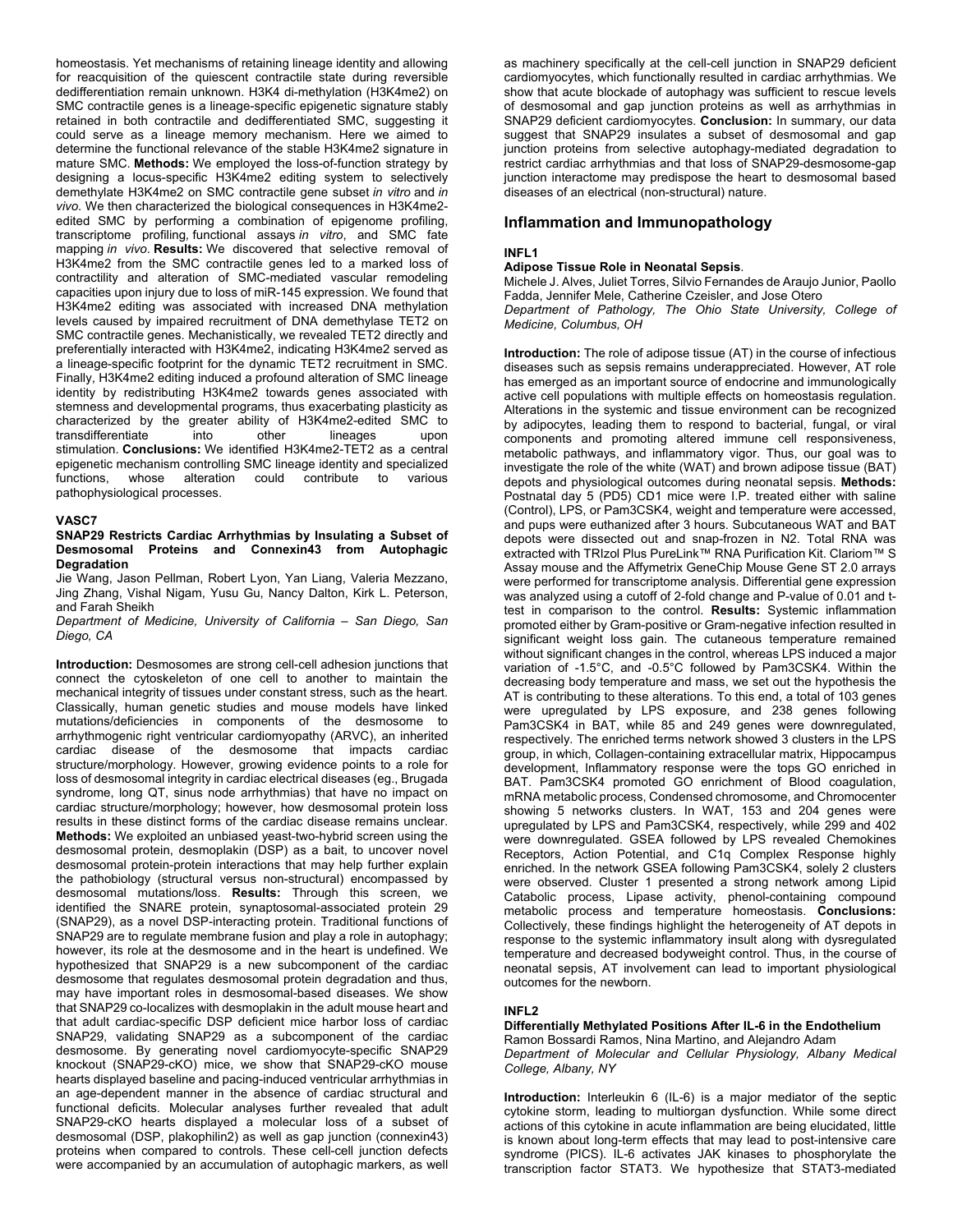homeostasis. Yet mechanisms of retaining lineage identity and allowing for reacquisition of the quiescent contractile state during reversible dedifferentiation remain unknown. H3K4 di-methylation (H3K4me2) on SMC contractile genes is a lineage-specific epigenetic signature stably retained in both contractile and dedifferentiated SMC, suggesting it could serve as a lineage memory mechanism. Here we aimed to determine the functional relevance of the stable H3K4me2 signature in mature SMC. **Methods:** We employed the loss-of-function strategy by designing a locus-specific H3K4me2 editing system to selectively demethylate H3K4me2 on SMC contractile gene subset *in vitro* and *in vivo*. We then characterized the biological consequences in H3K4me2-edited SMC by performing a combination of epigenome profiling, transcriptome profiling, functional assays *in vitro*, and SMC fate mapping *in vivo*. **Results:** We discovered that selective removal of H3K4me2 from the SMC contractile genes led to a marked loss of contractility and alteration of SMC-mediated vascular remodeling capacities upon injury due to loss of miR-145 expression. We found that H3K4me2 editing was associated with increased DNA methylation levels caused by impaired recruitment of DNA demethylase TET2 on SMC contractile genes. Mechanistically, we revealed TET2 directly and preferentially interacted with H3K4me2, indicating H3K4me2 served as a lineage-specific footprint for the dynamic TET2 recruitment in SMC. Finally, H3K4me2 editing induced a profound alteration of SMC lineage identity by redistributing H3K4me2 towards genes associated with stemness and developmental programs, thus exacerbating plasticity as characterized by the greater ability of H3K4me2-edited SMC to transdifferentiate into other lineages upon stimulation. **Conclusions:** We identified H3K4me2-TET2 as a central epigenetic mechanism controlling SMC lineage identity and specialized functions, whose alteration could contribute to various pathophysiological processes.

### VASC7

**SNAP29 Restricts Cardiac Arrhythmias by Insulating a Subset of Desmosomal Proteins and Connexin43 from Autophagic Degradation**

Jie Wang, Jason Pellman, Robert Lyon, Yan Liang, Valeria Mezzano, Jing Zhang, Vishal Nigam, Yusu Gu, Nancy Dalton, Kirk L. Peterson, and Farah Sheikh

*Department of Medicine, University of California – San Diego, San Diego, CA*

**Introduction:** Desmosomes are strong cell-cell adhesion junctions that connect the cytoskeleton of one cell to another to maintain the mechanical integrity of tissues under constant stress, such as the heart. Classically, human genetic studies and mouse models have linked mutations/deficiencies in components of the desmosome to arrhythmogenic right ventricular cardiomyopathy (ARVC), an inherited cardiac disease of the desmosome that impacts cardiac structure/morphology. However, growing evidence points to a role for loss of desmosomal integrity in cardiac electrical diseases (eg., Brugada syndrome, long QT, sinus node arrhythmias) that have no impact on cardiac structure/morphology; however, how desmosomal protein loss results in these distinct forms of the cardiac disease remains unclear. **Methods:** We exploited an unbiased yeast-two-hybrid screen using the desmosomal protein, desmoplakin (DSP) as a bait, to uncover novel desmosomal protein-protein interactions that may help further explain the pathobiology (structural versus non-structural) encompassed by desmosomal mutations/loss. **Results:** Through this screen, we identified the SNARE protein, synaptosomal-associated protein 29 (SNAP29), as a novel DSP-interacting protein. Traditional functions of SNAP29 are to regulate membrane fusion and play a role in autophagy; however, its role at the desmosome and in the heart is undefined. We hypothesized that SNAP29 is a new subcomponent of the cardiac desmosome that regulates desmosomal protein degradation and thus, may have important roles in desmosomal-based diseases. We show that SNAP29 co-localizes with desmoplakin in the adult mouse heart and that adult cardiac-specific DSP deficient mice harbor loss of cardiac SNAP29, validating SNAP29 as a subcomponent of the cardiac desmosome. By generating novel cardiomyocyte-specific SNAP29 knockout (SNAP29-cKO) mice, we show that SNAP29-cKO mouse hearts displayed baseline and pacing-induced ventricular arrhythmias in an age-dependent manner in the absence of cardiac structural and functional deficits. Molecular analyses further revealed that adult SNAP29-cKO hearts displayed a molecular loss of a subset of desmosomal (DSP, plakophilin2) as well as gap junction (connexin43) proteins when compared to controls. These cell-cell junction defects were accompanied by an accumulation of autophagic markers, as well as machinery specifically at the cell-cell junction in SNAP29 deficient cardiomyocytes, which functionally resulted in cardiac arrhythmias. We show that acute blockade of autophagy was sufficient to rescue levels of desmosomal and gap junction proteins as well as arrhythmias in SNAP29 deficient cardiomyocytes. **Conclusion:** In summary, our data suggest that SNAP29 insulates a subset of desmosomal and gap junction proteins from selective autophagy-mediated degradation to restrict cardiac arrhythmias and that loss of SNAP29-desmosome-gap junction interactome may predispose the heart to desmosomal based diseases of an electrical (non-structural) nature.

## Inflammation and Immunopathology

### INFL1

**Adipose Tissue Role in Neonatal Sepsis**.

Michele J. Alves, Juliet Torres, Silvio Fernandes de Araujo Junior, Paollo Fadda, Jennifer Mele, Catherine Czeisler, and Jose Otero

*Department of Pathology, The Ohio State University, College of Medicine, Columbus, OH*

**Introduction:** The role of adipose tissue (AT) in the course of infectious diseases such as sepsis remains underappreciated. However, AT role has emerged as an important source of endocrine and immunologically active cell populations with multiple effects on homeostasis regulation. Alterations in the systemic and tissue environment can be recognized by adipocytes, leading them to respond to bacterial, fungal, or viral components and promoting altered immune cell responsiveness, metabolic pathways, and inflammatory vigor. Thus, our goal was to investigate the role of the white (WAT) and brown adipose tissue (BAT) depots and physiological outcomes during neonatal sepsis. **Methods:** Postnatal day 5 (PD5) CD1 mice were I.P. treated either with saline (Control), LPS, or Pam3CSK4, weight and temperature were accessed, and pups were euthanized after 3 hours. Subcutaneous WAT and BAT depots were dissected out and snap-frozen in N2. Total RNA was extracted with TRIzol Plus PureLink™ RNA Purification Kit. Clariom™ S Assay mouse and the Affymetrix GeneChip Mouse Gene ST 2.0 arrays were performed for transcriptome analysis. Differential gene expression was analyzed using a cutoff of 2-fold change and P-value of 0.01 and t-test in comparison to the control. **Results:** Systemic inflammation promoted either by Gram-positive or Gram-negative infection resulted in significant weight loss gain. The cutaneous temperature remained without significant changes in the control, whereas LPS induced a major variation of -1.5°C, and -0.5°C followed by Pam3CSK4. Within the decreasing body temperature and mass, we set out the hypothesis the AT is contributing to these alterations. To this end, a total of 103 genes were upregulated by LPS exposure, and 238 genes following Pam3CSK4 in BAT, while 85 and 249 genes were downregulated, respectively. The enriched terms network showed 3 clusters in the LPS group, in which, Collagen-containing extracellular matrix, Hippocampus development, Inflammatory response were the tops GO enriched in BAT. Pam3CSK4 promoted GO enrichment of Blood coagulation, mRNA metabolic process, Condensed chromosome, and Chromocenter showing 5 networks clusters. In WAT, 153 and 204 genes were upregulated by LPS and Pam3CSK4, respectively, while 299 and 402 were downregulated. GSEA followed by LPS revealed Chemokines Receptors, Action Potential, and C1q Complex Response highly enriched. In the network GSEA following Pam3CSK4, solely 2 clusters were observed. Cluster 1 presented a strong network among Lipid Catabolic process, Lipase activity, phenol-containing compound metabolic process and temperature homeostasis. **Conclusions:** Collectively, these findings highlight the heterogeneity of AT depots in response to the systemic inflammatory insult along with dysregulated temperature and decreased bodyweight control. Thus, in the course of neonatal sepsis, AT involvement can lead to important physiological outcomes for the newborn.

### INFL2

**Differentially Methylated Positions After IL-6 in the Endothelium**

Ramon Bossardi Ramos, Nina Martino, and Alejandro Adam

*Department of Molecular and Cellular Physiology, Albany Medical College, Albany, NY*

**Introduction:** Interleukin 6 (IL-6) is a major mediator of the septic cytokine storm, leading to multiorgan dysfunction. While some direct actions of this cytokine in acute inflammation are being elucidated, little is known about long-term effects that may lead to post-intensive care syndrome (PICS). IL-6 activates JAK kinases to phosphorylate the transcription factor STAT3. We hypothesize that STAT3-mediated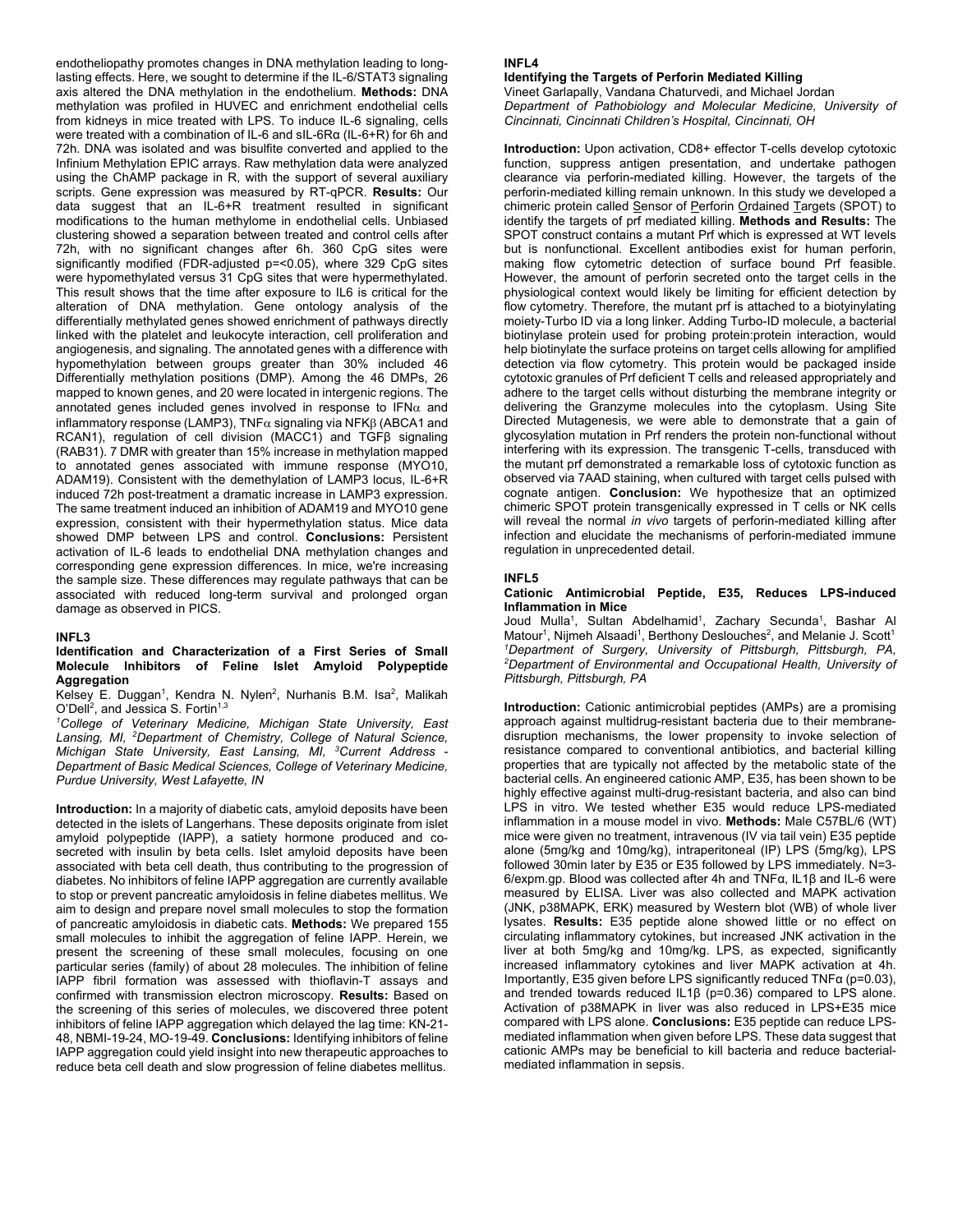endotheliopathy promotes changes in DNA methylation leading to long-lasting effects. Here, we sought to determine if the IL-6/STAT3 signaling axis altered the DNA methylation in the endothelium. **Methods:** DNA methylation was profiled in HUVEC and enrichment endothelial cells from kidneys in mice treated with LPS. To induce IL-6 signaling, cells were treated with a combination of IL-6 and sIL-6Rα (IL-6+R) for 6h and 72h. DNA was isolated and was bisulfite converted and applied to the Infinium Methylation EPIC arrays. Raw methylation data were analyzed using the ChAMP package in R, with the support of several auxiliary scripts. Gene expression was measured by RT-qPCR. **Results:** Our data suggest that an IL-6+R treatment resulted in significant modifications to the human methylome in endothelial cells. Unbiased clustering showed a separation between treated and control cells after 72h, with no significant changes after 6h. 360 CpG sites were significantly modified (FDR-adjusted p=<0.05), where 329 CpG sites were hypomethylated versus 31 CpG sites that were hypermethylated. This result shows that the time after exposure to IL6 is critical for the alteration of DNA methylation. Gene ontology analysis of the differentially methylated genes showed enrichment of pathways directly linked with the platelet and leukocyte interaction, cell proliferation and angiogenesis, and signaling. The annotated genes with a difference with hypomethylation between groups greater than 30% included 46 Differentially methylation positions (DMP). Among the 46 DMPs, 26 mapped to known genes, and 20 were located in intergenic regions. The annotated genes included genes involved in response to IFNα and inflammatory response (LAMP3), TNFα signaling via NFKβ (ABCA1 and RCAN1), regulation of cell division (MACC1) and TGFβ signaling (RAB31). 7 DMR with greater than 15% increase in methylation mapped to annotated genes associated with immune response (MYO10, ADAM19). Consistent with the demethylation of LAMP3 locus, IL-6+R induced 72h post-treatment a dramatic increase in LAMP3 expression. The same treatment induced an inhibition of ADAM19 and MYO10 gene expression, consistent with their hypermethylation status. Mice data showed DMP between LPS and control. **Conclusions:** Persistent activation of IL-6 leads to endothelial DNA methylation changes and corresponding gene expression differences. In mice, we're increasing the sample size. These differences may regulate pathways that can be associated with reduced long-term survival and prolonged organ damage as observed in PICS.

## INFL3

### Identification and Characterization of a First Series of Small Molecule Inhibitors of Feline Islet Amyloid Polypeptide Aggregation

Kelsey E. Duggan[1], Kendra N. Nylen[2], Nurhanis B.M. Isa[2], Malikah O'Dell[2], and Jessica S. Fortin[1,3]

*[1]College of Veterinary Medicine, Michigan State University, East Lansing, MI, [2]Department of Chemistry, College of Natural Science, Michigan State University, East Lansing, MI, [3]Current Address - Department of Basic Medical Sciences, College of Veterinary Medicine, Purdue University, West Lafayette, IN*

**Introduction:** In a majority of diabetic cats, amyloid deposits have been detected in the islets of Langerhans. These deposits originate from islet amyloid polypeptide (IAPP), a satiety hormone produced and co-secreted with insulin by beta cells. Islet amyloid deposits have been associated with beta cell death, thus contributing to the progression of diabetes. No inhibitors of feline IAPP aggregation are currently available to stop or prevent pancreatic amyloidosis in feline diabetes mellitus. We aim to design and prepare novel small molecules to stop the formation of pancreatic amyloidosis in diabetic cats. **Methods:** We prepared 155 small molecules to inhibit the aggregation of feline IAPP. Herein, we present the screening of these small molecules, focusing on one particular series (family) of about 28 molecules. The inhibition of feline IAPP fibril formation was assessed with thioflavin-T assays and confirmed with transmission electron microscopy. **Results:** Based on the screening of this series of molecules, we discovered three potent inhibitors of feline IAPP aggregation which delayed the lag time: KN-21-48, NBMI-19-24, MO-19-49. **Conclusions:** Identifying inhibitors of feline IAPP aggregation could yield insight into new therapeutic approaches to reduce beta cell death and slow progression of feline diabetes mellitus.

## INFL4

### Identifying the Targets of Perforin Mediated Killing

Vineet Garlapally, Vandana Chaturvedi, and Michael Jordan

*Department of Pathobiology and Molecular Medicine, University of Cincinnati, Cincinnati Children's Hospital, Cincinnati, OH*

**Introduction:** Upon activation, CD8+ effector T-cells develop cytotoxic function, suppress antigen presentation, and undertake pathogen clearance via perforin-mediated killing. However, the targets of the perforin-mediated killing remain unknown. In this study we developed a chimeric protein called Sensor of Perforin Ordained Targets (SPOT) to identify the targets of prf mediated killing. **Methods and Results:** The SPOT construct contains a mutant Prf which is expressed at WT levels but is nonfunctional. Excellent antibodies exist for human perforin, making flow cytometric detection of surface bound Prf feasible. However, the amount of perforin secreted onto the target cells in the physiological context would likely be limiting for efficient detection by flow cytometry. Therefore, the mutant prf is attached to a biotyinylating moiety-Turbo ID via a long linker. Adding Turbo-ID molecule, a bacterial biotinylase protein used for probing protein:protein interaction, would help biotinylate the surface proteins on target cells allowing for amplified detection via flow cytometry. This protein would be packaged inside cytotoxic granules of Prf deficient T cells and released appropriately and adhere to the target cells without disturbing the membrane integrity or delivering the Granzyme molecules into the cytoplasm. Using Site Directed Mutagenesis, we were able to demonstrate that a gain of glycosylation mutation in Prf renders the protein non-functional without interfering with its expression. The transgenic T-cells, transduced with the mutant prf demonstrated a remarkable loss of cytotoxic function as observed via 7AAD staining, when cultured with target cells pulsed with cognate antigen. **Conclusion:** We hypothesize that an optimized chimeric SPOT protein transgenically expressed in T cells or NK cells will reveal the normal *in vivo* targets of perforin-mediated killing after infection and elucidate the mechanisms of perforin-mediated immune regulation in unprecedented detail.

## INFL5

### Cationic Antimicrobial Peptide, E35, Reduces LPS-induced Inflammation in Mice

Joud Mulla[1], Sultan Abdelhamid[1], Zachary Secunda[1], Bashar Al Matour[1], Nijmeh Alsaadi[1], Berthony Deslouches[2], and Melanie J. Scott[1]

*[1]Department of Surgery, University of Pittsburgh, Pittsburgh, PA, [2]Department of Environmental and Occupational Health, University of Pittsburgh, Pittsburgh, PA*

**Introduction:** Cationic antimicrobial peptides (AMPs) are a promising approach against multidrug-resistant bacteria due to their membrane-disruption mechanisms, the lower propensity to invoke selection of resistance compared to conventional antibiotics, and bacterial killing properties that are typically not affected by the metabolic state of the bacterial cells. An engineered cationic AMP, E35, has been shown to be highly effective against multi-drug-resistant bacteria, and also can bind LPS in vitro. We tested whether E35 would reduce LPS-mediated inflammation in a mouse model in vivo. **Methods:** Male C57BL/6 (WT) mice were given no treatment, intravenous (IV via tail vein) E35 peptide alone (5mg/kg and 10mg/kg), intraperitoneal (IP) LPS (5mg/kg), LPS followed 30min later by E35 or E35 followed by LPS immediately. N=3-6/expm.gp. Blood was collected after 4h and TNFα, IL1β and IL-6 were measured by ELISA. Liver was also collected and MAPK activation (JNK, p38MAPK, ERK) measured by Western blot (WB) of whole liver lysates. **Results:** E35 peptide alone showed little or no effect on circulating inflammatory cytokines, but increased JNK activation in the liver at both 5mg/kg and 10mg/kg. LPS, as expected, significantly increased inflammatory cytokines and liver MAPK activation at 4h. Importantly, E35 given before LPS significantly reduced TNFα (p=0.03), and trended towards reduced IL1β (p=0.36) compared to LPS alone. Activation of p38MAPK in liver was also reduced in LPS+E35 mice compared with LPS alone. **Conclusions:** E35 peptide can reduce LPS-mediated inflammation when given before LPS. These data suggest that cationic AMPs may be beneficial to kill bacteria and reduce bacterial-mediated inflammation in sepsis.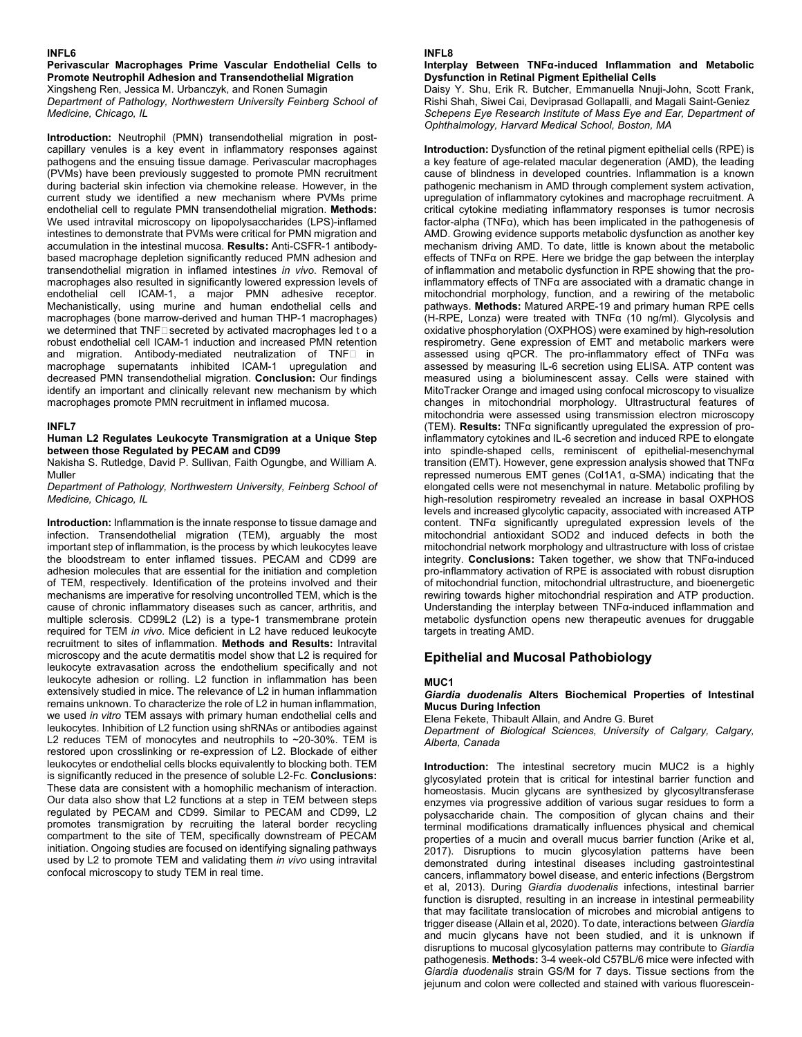**INFL6**

**Perivascular Macrophages Prime Vascular Endothelial Cells to Promote Neutrophil Adhesion and Transendothelial Migration**

Xingsheng Ren, Jessica M. Urbanczyk, and Ronen Sumagin

*Department of Pathology, Northwestern University Feinberg School of Medicine, Chicago, IL*

**Introduction:** Neutrophil (PMN) transendothelial migration in post-capillary venules is a key event in inflammatory responses against pathogens and the ensuing tissue damage. Perivascular macrophages (PVMs) have been previously suggested to promote PMN recruitment during bacterial skin infection via chemokine release. However, in the current study we identified a new mechanism where PVMs prime endothelial cell to regulate PMN transendothelial migration. **Methods:** We used intravital microscopy on lipopolysaccharides (LPS)-inflamed intestines to demonstrate that PVMs were critical for PMN migration and accumulation in the intestinal mucosa. **Results:** Anti-CSFR-1 antibody-based macrophage depletion significantly reduced PMN adhesion and transendothelial migration in inflamed intestines *in vivo*. Removal of macrophages also resulted in significantly lowered expression levels of endothelial cell ICAM-1, a major PMN adhesive receptor. Mechanistically, using murine and human endothelial cells and macrophages (bone marrow-derived and human THP-1 macrophages) we determined that TNF□ secreted by activated macrophages led t o a robust endothelial cell ICAM-1 induction and increased PMN retention and migration. Antibody-mediated neutralization of TNF□ in macrophage supernatants inhibited ICAM-1 upregulation and decreased PMN transendothelial migration. **Conclusion:** Our findings identify an important and clinically relevant new mechanism by which macrophages promote PMN recruitment in inflamed mucosa.

**INFL7**

**Human L2 Regulates Leukocyte Transmigration at a Unique Step between those Regulated by PECAM and CD99**

Nakisha S. Rutledge, David P. Sullivan, Faith Ogungbe, and William A. Muller

*Department of Pathology, Northwestern University, Feinberg School of Medicine, Chicago, IL*

**Introduction:** Inflammation is the innate response to tissue damage and infection. Transendothelial migration (TEM), arguably the most important step of inflammation, is the process by which leukocytes leave the bloodstream to enter inflamed tissues. PECAM and CD99 are adhesion molecules that are essential for the initiation and completion of TEM, respectively. Identification of the proteins involved and their mechanisms are imperative for resolving uncontrolled TEM, which is the cause of chronic inflammatory diseases such as cancer, arthritis, and multiple sclerosis. CD99L2 (L2) is a type-1 transmembrane protein required for TEM *in vivo*. Mice deficient in L2 have reduced leukocyte recruitment to sites of inflammation. **Methods and Results:** Intravital microscopy and the acute dermatitis model show that L2 is required for leukocyte extravasation across the endothelium specifically and not leukocyte adhesion or rolling. L2 function in inflammation has been extensively studied in mice. The relevance of L2 in human inflammation remains unknown. To characterize the role of L2 in human inflammation, we used *in vitro* TEM assays with primary human endothelial cells and leukocytes. Inhibition of L2 function using shRNAs or antibodies against L2 reduces TEM of monocytes and neutrophils to ~20-30%. TEM is restored upon crosslinking or re-expression of L2. Blockade of either leukocytes or endothelial cells blocks equivalently to blocking both. TEM is significantly reduced in the presence of soluble L2-Fc. **Conclusions:** These data are consistent with a homophilic mechanism of interaction. Our data also show that L2 functions at a step in TEM between steps regulated by PECAM and CD99. Similar to PECAM and CD99, L2 promotes transmigration by recruiting the lateral border recycling compartment to the site of TEM, specifically downstream of PECAM initiation. Ongoing studies are focused on identifying signaling pathways used by L2 to promote TEM and validating them *in vivo* using intravital confocal microscopy to study TEM in real time.

**INFL8**

**Interplay Between TNFα-induced Inflammation and Metabolic Dysfunction in Retinal Pigment Epithelial Cells**

Daisy Y. Shu, Erik R. Butcher, Emmanuella Nnuji-John, Scott Frank, Rishi Shah, Siwei Cai, Deviprasad Gollapalli, and Magali Saint-Geniez

*Schepens Eye Research Institute of Mass Eye and Ear, Department of Ophthalmology, Harvard Medical School, Boston, MA*

**Introduction:** Dysfunction of the retinal pigment epithelial cells (RPE) is a key feature of age-related macular degeneration (AMD), the leading cause of blindness in developed countries. Inflammation is a known pathogenic mechanism in AMD through complement system activation, upregulation of inflammatory cytokines and macrophage recruitment. A critical cytokine mediating inflammatory responses is tumor necrosis factor-alpha (TNFα), which has been implicated in the pathogenesis of AMD. Growing evidence supports metabolic dysfunction as another key mechanism driving AMD. To date, little is known about the metabolic effects of TNFα on RPE. Here we bridge the gap between the interplay of inflammation and metabolic dysfunction in RPE showing that the pro-inflammatory effects of TNFα are associated with a dramatic change in mitochondrial morphology, function, and a rewiring of the metabolic pathways. **Methods:** Matured ARPE-19 and primary human RPE cells (H-RPE, Lonza) were treated with TNFα (10 ng/ml). Glycolysis and oxidative phosphorylation (OXPHOS) were examined by high-resolution respirometry. Gene expression of EMT and metabolic markers were assessed using qPCR. The pro-inflammatory effect of TNFα was assessed by measuring IL-6 secretion using ELISA. ATP content was measured using a bioluminescent assay. Cells were stained with MitoTracker Orange and imaged using confocal microscopy to visualize changes in mitochondrial morphology. Ultrastructural features of mitochondria were assessed using transmission electron microscopy (TEM). **Results:** TNFα significantly upregulated the expression of pro-inflammatory cytokines and IL-6 secretion and induced RPE to elongate into spindle-shaped cells, reminiscent of epithelial-mesenchymal transition (EMT). However, gene expression analysis showed that TNFα repressed numerous EMT genes (Col1A1, α-SMA) indicating that the elongated cells were not mesenchymal in nature. Metabolic profiling by high-resolution respirometry revealed an increase in basal OXPHOS levels and increased glycolytic capacity, associated with increased ATP content. TNFα significantly upregulated expression levels of the mitochondrial antioxidant SOD2 and induced defects in both the mitochondrial network morphology and ultrastructure with loss of cristae integrity. **Conclusions:** Taken together, we show that TNFα-induced pro-inflammatory activation of RPE is associated with robust disruption of mitochondrial function, mitochondrial ultrastructure, and bioenergetic rewiring towards higher mitochondrial respiration and ATP production. Understanding the interplay between TNFα-induced inflammation and metabolic dysfunction opens new therapeutic avenues for druggable targets in treating AMD.

## Epithelial and Mucosal Pathobiology

**MUC1**

***Giardia duodenalis* Alters Biochemical Properties of Intestinal Mucus During Infection**

Elena Fekete, Thibault Allain, and Andre G. Buret

*Department of Biological Sciences, University of Calgary, Calgary, Alberta, Canada*

**Introduction:** The intestinal secretory mucin MUC2 is a highly glycosylated protein that is critical for intestinal barrier function and homeostasis. Mucin glycans are synthesized by glycosyltransferase enzymes via progressive addition of various sugar residues to form a polysaccharide chain. The composition of glycan chains and their terminal modifications dramatically influences physical and chemical properties of a mucin and overall mucus barrier function (Arike et al, 2017). Disruptions to mucin glycosylation patterns have been demonstrated during intestinal diseases including gastrointestinal cancers, inflammatory bowel disease, and enteric infections (Bergstrom et al, 2013). During *Giardia duodenalis* infections, intestinal barrier function is disrupted, resulting in an increase in intestinal permeability that may facilitate translocation of microbes and microbial antigens to trigger disease (Allain et al, 2020). To date, interactions between *Giardia* and mucin glycans have not been studied, and it is unknown if disruptions to mucosal glycosylation patterns may contribute to *Giardia* pathogenesis. **Methods:** 3-4 week-old C57BL/6 mice were infected with *Giardia duodenalis* strain GS/M for 7 days. Tissue sections from the jejunum and colon were collected and stained with various fluorescein-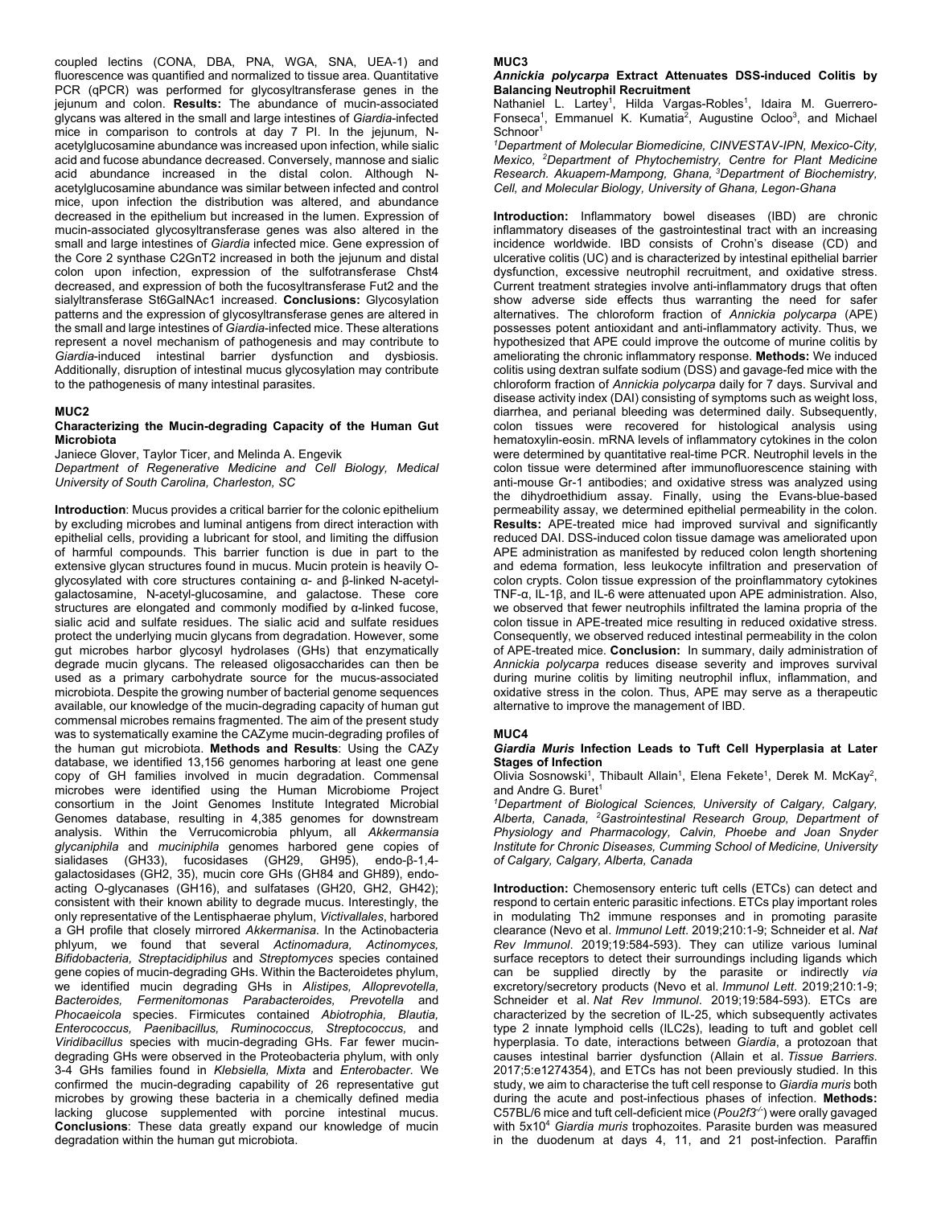coupled lectins (CONA, DBA, PNA, WGA, SNA, UEA-1) and fluorescence was quantified and normalized to tissue area. Quantitative PCR (qPCR) was performed for glycosyltransferase genes in the jejunum and colon. **Results:** The abundance of mucin-associated glycans was altered in the small and large intestines of *Giardia*-infected mice in comparison to controls at day 7 PI. In the jejunum, N-acetylglucosamine abundance was increased upon infection, while sialic acid and fucose abundance decreased. Conversely, mannose and sialic acid abundance increased in the distal colon. Although N-acetylglucosamine abundance was similar between infected and control mice, upon infection the distribution was altered, and abundance decreased in the epithelium but increased in the lumen. Expression of mucin-associated glycosyltransferase genes was also altered in the small and large intestines of *Giardia* infected mice. Gene expression of the Core 2 synthase C2GnT2 increased in both the jejunum and distal colon upon infection, expression of the sulfotransferase Chst4 decreased, and expression of both the fucosyltransferase Fut2 and the sialyltransferase St6GalNAc1 increased. **Conclusions:** Glycosylation patterns and the expression of glycosyltransferase genes are altered in the small and large intestines of *Giardia*-infected mice. These alterations represent a novel mechanism of pathogenesis and may contribute to *Giardia*-induced intestinal barrier dysfunction and dysbiosis. Additionally, disruption of intestinal mucus glycosylation may contribute to the pathogenesis of many intestinal parasites.

## MUC2

### Characterizing the Mucin-degrading Capacity of the Human Gut Microbiota

Janiece Glover, Taylor Ticer, and Melinda A. Engevik

*Department of Regenerative Medicine and Cell Biology, Medical University of South Carolina, Charleston, SC*

**Introduction**: Mucus provides a critical barrier for the colonic epithelium by excluding microbes and luminal antigens from direct interaction with epithelial cells, providing a lubricant for stool, and limiting the diffusion of harmful compounds. This barrier function is due in part to the extensive glycan structures found in mucus. Mucin protein is heavily O-glycosylated with core structures containing α- and β-linked N-acetyl-galactosamine, N-acetyl-glucosamine, and galactose. These core structures are elongated and commonly modified by α-linked fucose, sialic acid and sulfate residues. The sialic acid and sulfate residues protect the underlying mucin glycans from degradation. However, some gut microbes harbor glycosyl hydrolases (GHs) that enzymatically degrade mucin glycans. The released oligosaccharides can then be used as a primary carbohydrate source for the mucus-associated microbiota. Despite the growing number of bacterial genome sequences available, our knowledge of the mucin-degrading capacity of human gut commensal microbes remains fragmented. The aim of the present study was to systematically examine the CAZyme mucin-degrading profiles of the human gut microbiota. **Methods and Results**: Using the CAZy database, we identified 13,156 genomes harboring at least one gene copy of GH families involved in mucin degradation. Commensal microbes were identified using the Human Microbiome Project consortium in the Joint Genomes Institute Integrated Microbial Genomes database, resulting in 4,385 genomes for downstream analysis. Within the Verrucomicrobia phylum, all *Akkermansia glycaniphila* and *muciniphila* genomes harbored gene copies of sialidases (GH33), fucosidases (GH29, GH95), endo-β-1,4-galactosidases (GH2, 35), mucin core GHs (GH84 and GH89), endo-acting O-glycanases (GH16), and sulfatases (GH20, GH2, GH42); consistent with their known ability to degrade mucus. Interestingly, the only representative of the Lentisphaerae phylum, *Victivallales*, harbored a GH profile that closely mirrored *Akkermansia*. In the Actinobacteria phlyum, we found that several *Actinomadura, Actinomyces, Bifidobacteria, Streptacidiphilus* and *Streptomyces* species contained gene copies of mucin-degrading GHs. Within the Bacteroidetes phylum, we identified mucin degrading GHs in *Alistipes, Alloprevotella, Bacteroides, Fermenitomonas Parabacteroides, Prevotella* and *Phocaeicola* species. Firmicutes contained *Abiotrophia, Blautia, Enterococcus, Paenibacillus, Ruminococcus, Streptococcus,* and *Viridibacillus* species with mucin-degrading GHs. Far fewer mucin-degrading GHs were observed in the Proteobacteria phylum, with only 3-4 GHs families found in *Klebsiella, Mixta* and *Enterobacter*. We confirmed the mucin-degrading capability of 26 representative gut microbes by growing these bacteria in a chemically defined media lacking glucose supplemented with porcine intestinal mucus. **Conclusions**: These data greatly expand our knowledge of mucin degradation within the human gut microbiota.

## MUC3

### *Annickia polycarpa* Extract Attenuates DSS-induced Colitis by Balancing Neutrophil Recruitment

Nathaniel L. Lartey[1], Hilda Vargas-Robles[1], Idaira M. Guerrero-Fonseca[1], Emmanuel K. Kumatia[2], Augustine Ocloo[3], and Michael Schnoor[1]

[1]*Department of Molecular Biomedicine, CINVESTAV-IPN, Mexico-City, Mexico,* [2]*Department of Phytochemistry, Centre for Plant Medicine Research. Akuapem-Mampong, Ghana,* [3]*Department of Biochemistry, Cell, and Molecular Biology, University of Ghana, Legon-Ghana*

**Introduction:** Inflammatory bowel diseases (IBD) are chronic inflammatory diseases of the gastrointestinal tract with an increasing incidence worldwide. IBD consists of Crohn's disease (CD) and ulcerative colitis (UC) and is characterized by intestinal epithelial barrier dysfunction, excessive neutrophil recruitment, and oxidative stress. Current treatment strategies involve anti-inflammatory drugs that often show adverse side effects thus warranting the need for safer alternatives. The chloroform fraction of *Annickia polycarpa* (APE) possesses potent antioxidant and anti-inflammatory activity. Thus, we hypothesized that APE could improve the outcome of murine colitis by ameliorating the chronic inflammatory response. **Methods:** We induced colitis using dextran sulfate sodium (DSS) and gavage-fed mice with the chloroform fraction of *Annickia polycarpa* daily for 7 days. Survival and disease activity index (DAI) consisting of symptoms such as weight loss, diarrhea, and perianal bleeding was determined daily. Subsequently, colon tissues were recovered for histological analysis using hematoxylin-eosin. mRNA levels of inflammatory cytokines in the colon were determined by quantitative real-time PCR. Neutrophil levels in the colon tissue were determined after immunofluorescence staining with anti-mouse Gr-1 antibodies; and oxidative stress was analyzed using the dihydroethidium assay. Finally, using the Evans-blue-based permeability assay, we determined epithelial permeability in the colon. **Results:** APE-treated mice had improved survival and significantly reduced DAI. DSS-induced colon tissue damage was ameliorated upon APE administration as manifested by reduced colon length shortening and edema formation, less leukocyte infiltration and preservation of colon crypts. Colon tissue expression of the proinflammatory cytokines TNF-α, IL-1β, and IL-6 were attenuated upon APE administration. Also, we observed that fewer neutrophils infiltrated the lamina propria of the colon tissue in APE-treated mice resulting in reduced oxidative stress. Consequently, we observed reduced intestinal permeability in the colon of APE-treated mice. **Conclusion:** In summary, daily administration of *Annickia polycarpa* reduces disease severity and improves survival during murine colitis by limiting neutrophil influx, inflammation, and oxidative stress in the colon. Thus, APE may serve as a therapeutic alternative to improve the management of IBD.

## MUC4

### *Giardia Muris* Infection Leads to Tuft Cell Hyperplasia at Later Stages of Infection

Olivia Sosnowski[1], Thibault Allain[1], Elena Fekete[1], Derek M. McKay[2], and Andre G. Buret[1]

[1]*Department of Biological Sciences, University of Calgary, Calgary, Alberta, Canada,* [2]*Gastrointestinal Research Group, Department of Physiology and Pharmacology, Calvin, Phoebe and Joan Snyder Institute for Chronic Diseases, Cumming School of Medicine, University of Calgary, Calgary, Alberta, Canada*

**Introduction:** Chemosensory enteric tuft cells (ETCs) can detect and respond to certain enteric parasitic infections. ETCs play important roles in modulating Th2 immune responses and in promoting parasite clearance (Nevo et al. *Immunol Lett*. 2019;210:1-9; Schneider et al. *Nat Rev Immunol*. 2019;19:584-593). They can utilize various luminal surface receptors to detect their surroundings including ligands which can be supplied directly by the parasite or indirectly *via* excretory/secretory products (Nevo et al. *Immunol Lett*. 2019;210:1-9; Schneider et al. *Nat Rev Immunol*. 2019;19:584-593). ETCs are characterized by the secretion of IL-25, which subsequently activates type 2 innate lymphoid cells (ILC2s), leading to tuft and goblet cell hyperplasia. To date, interactions between *Giardia*, a protozoan that causes intestinal barrier dysfunction (Allain et al. *Tissue Barriers*. 2017;5:e1274354), and ETCs has not been previously studied. In this study, we aim to characterise the tuft cell response to *Giardia muris* both during the acute and post-infectious phases of infection. **Methods:** C57BL/6 mice and tuft cell-deficient mice (*Pou2f3*$^{-/-}$) were orally gavaged with $5 \times 10^4$ *Giardia muris* trophozoites. Parasite burden was measured in the duodenum at days 4, 11, and 21 post-infection. Paraffin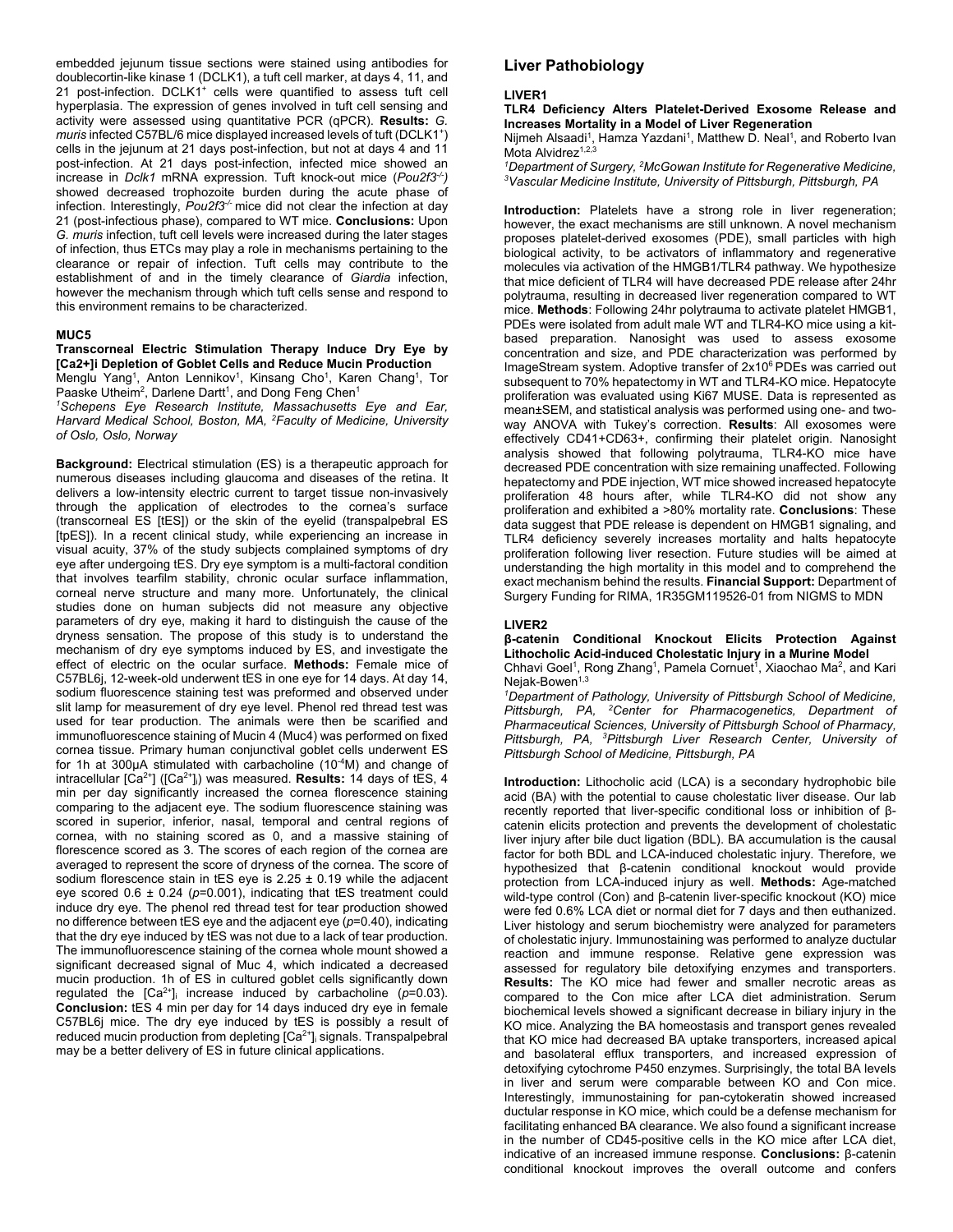embedded jejunum tissue sections were stained using antibodies for doublecortin-like kinase 1 (DCLK1), a tuft cell marker, at days 4, 11, and 21 post-infection. DCLK1$^+$ cells were quantified to assess tuft cell hyperplasia. The expression of genes involved in tuft cell sensing and activity were assessed using quantitative PCR (qPCR). **Results:** *G. muris* infected C57BL/6 mice displayed increased levels of tuft (DCLK1$^+$) cells in the jejunum at 21 days post-infection, but not at days 4 and 11 post-infection. At 21 days post-infection, infected mice showed an increase in *Dclk1* mRNA expression. Tuft knock-out mice (*Pou2f3*$^{-/-}$) showed decreased trophozoite burden during the acute phase of infection. Interestingly, *Pou2f3*$^{-/-}$ mice did not clear the infection at day 21 (post-infectious phase), compared to WT mice. **Conclusions:** Upon *G. muris* infection, tuft cell levels were increased during the later stages of infection, thus ETCs may play a role in mechanisms pertaining to the clearance or repair of infection. Tuft cells may contribute to the establishment of and in the timely clearance of *Giardia* infection, however the mechanism through which tuft cells sense and respond to this environment remains to be characterized.

#### MUC5

**Transcorneal Electric Stimulation Therapy Induce Dry Eye by [Ca2+]i Depletion of Goblet Cells and Reduce Mucin Production**

Menglu Yang[1], Anton Lennikov[1], Kinsang Cho[1], Karen Chang[1], Tor Paaske Utheim[2], Darlene Dartt[1], and Dong Feng Chen[1]

*[1]Schepens Eye Research Institute, Massachusetts Eye and Ear, Harvard Medical School, Boston, MA, [2]Faculty of Medicine, University of Oslo, Oslo, Norway*

**Background:** Electrical stimulation (ES) is a therapeutic approach for numerous diseases including glaucoma and diseases of the retina. It delivers a low-intensity electric current to target tissue non-invasively through the application of electrodes to the cornea's surface (transcorneal ES [tES]) or the skin of the eyelid (transpalpebral ES [tpES]). In a recent clinical study, while experiencing an increase in visual acuity, 37% of the study subjects complained symptoms of dry eye after undergoing tES. Dry eye symptom is a multi-factoral condition that involves tearfilm stability, chronic ocular surface inflammation, corneal nerve structure and many more. Unfortunately, the clinical studies done on human subjects did not measure any objective parameters of dry eye, making it hard to distinguish the cause of the dryness sensation. The propose of this study is to understand the mechanism of dry eye symptoms induced by ES, and investigate the effect of electric on the ocular surface. **Methods:** Female mice of C57BL6j, 12-week-old underwent tES in one eye for 14 days. At day 14, sodium fluorescence staining test was preformed and observed under slit lamp for measurement of dry eye level. Phenol red thread test was used for tear production. The animals were then be scarified and immunofluorescence staining of Mucin 4 (Muc4) was performed on fixed cornea tissue. Primary human conjunctival goblet cells underwent ES for 1h at 300μA stimulated with carbacholine ($10^{-4}$M) and change of intracellular [$Ca^{2+}$] ([$Ca^{2+}$]$_i$) was measured. **Results:** 14 days of tES, 4 min per day significantly increased the cornea florescence staining comparing to the adjacent eye. The sodium fluorescence staining was scored in superior, inferior, nasal, temporal and central regions of cornea, with no staining scored as 0, and a massive staining of florescence scored as 3. The scores of each region of the cornea are averaged to represent the score of dryness of the cornea. The score of sodium florescence stain in tES eye is 2.25 ± 0.19 while the adjacent eye scored 0.6 ± 0.24 ($p$=0.001), indicating that tES treatment could induce dry eye. The phenol red thread test for tear production showed no difference between tES eye and the adjacent eye ($p$=0.40), indicating that the dry eye induced by tES was not due to a lack of tear production. The immunofluorescence staining of the cornea whole mount showed a significant decreased signal of Muc 4, which indicated a decreased mucin production. 1h of ES in cultured goblet cells significantly down regulated the [$Ca^{2+}$]$_i$ increase induced by carbacholine ($p$=0.03). **Conclusion:** tES 4 min per day for 14 days induced dry eye in female C57BL6j mice. The dry eye induced by tES is possibly a result of reduced mucin production from depleting [$Ca^{2+}$]$_i$ signals. Transpalpebral may be a better delivery of ES in future clinical applications.

## Liver Pathobiology

#### LIVER1

**TLR4 Deficiency Alters Platelet-Derived Exosome Release and Increases Mortality in a Model of Liver Regeneration**

Nijmeh Alsaadi[1], Hamza Yazdani[1], Matthew D. Neal[1], and Roberto Ivan Mota Alvidrez[1,2,3]

*[1]Department of Surgery, [2]McGowan Institute for Regenerative Medicine, [3]Vascular Medicine Institute, University of Pittsburgh, Pittsburgh, PA*

**Introduction:** Platelets have a strong role in liver regeneration; however, the exact mechanisms are still unknown. A novel mechanism proposes platelet-derived exosomes (PDE), small particles with high biological activity, to be activators of inflammatory and regenerative molecules via activation of the HMGB1/TLR4 pathway. We hypothesize that mice deficient of TLR4 will have decreased PDE release after 24hr polytrauma, resulting in decreased liver regeneration compared to WT mice. **Methods**: Following 24hr polytrauma to activate platelet HMGB1, PDEs were isolated from adult male WT and TLR4-KO mice using a kit-based preparation. Nanosight was used to assess exosome concentration and size, and PDE characterization was performed by ImageStream system. Adoptive transfer of $2x10^6$ PDEs was carried out subsequent to 70% hepatectomy in WT and TLR4-KO mice. Hepatocyte proliferation was evaluated using Ki67 MUSE. Data is represented as mean±SEM, and statistical analysis was performed using one- and two-way ANOVA with Tukey's correction. **Results**: All exosomes were effectively CD41+CD63+, confirming their platelet origin. Nanosight analysis showed that following polytrauma, TLR4-KO mice have decreased PDE concentration with size remaining unaffected. Following hepatectomy and PDE injection, WT mice showed increased hepatocyte proliferation 48 hours after, while TLR4-KO did not show any proliferation and exhibited a >80% mortality rate. **Conclusions**: These data suggest that PDE release is dependent on HMGB1 signaling, and TLR4 deficiency severely increases mortality and halts hepatocyte proliferation following liver resection. Future studies will be aimed at understanding the high mortality in this model and to comprehend the exact mechanism behind the results. **Financial Support:** Department of Surgery Funding for RIMA, 1R35GM119526-01 from NIGMS to MDN

#### LIVER2

**β-catenin Conditional Knockout Elicits Protection Against Lithocholic Acid-induced Cholestatic Injury in a Murine Model**

Chhavi Goel[1], Rong Zhang[1], Pamela Cornuet[1], Xiaochao Ma[2], and Kari Nejak-Bowen[1,3]

*[1]Department of Pathology, University of Pittsburgh School of Medicine, Pittsburgh, PA, [2]Center for Pharmacogenetics, Department of Pharmaceutical Sciences, University of Pittsburgh School of Pharmacy, Pittsburgh, PA, [3]Pittsburgh Liver Research Center, University of Pittsburgh School of Medicine, Pittsburgh, PA*

**Introduction:** Lithocholic acid (LCA) is a secondary hydrophobic bile acid (BA) with the potential to cause cholestatic liver disease. Our lab recently reported that liver-specific conditional loss or inhibition of β-catenin elicits protection and prevents the development of cholestatic liver injury after bile duct ligation (BDL). BA accumulation is the causal factor for both BDL and LCA-induced cholestatic injury. Therefore, we hypothesized that β-catenin conditional knockout would provide protection from LCA-induced injury as well. **Methods:** Age-matched wild-type control (Con) and β-catenin liver-specific knockout (KO) mice were fed 0.6% LCA diet or normal diet for 7 days and then euthanized. Liver histology and serum biochemistry were analyzed for parameters of cholestatic injury. Immunostaining was performed to analyze ductular reaction and immune response. Relative gene expression was assessed for regulatory bile detoxifying enzymes and transporters. **Results:** The KO mice had fewer and smaller necrotic areas as compared to the Con mice after LCA diet administration. Serum biochemical levels showed a significant decrease in biliary injury in the KO mice. Analyzing the BA homeostasis and transport genes revealed that KO mice had decreased BA uptake transporters, increased apical and basolateral efflux transporters, and increased expression of detoxifying cytochrome P450 enzymes. Surprisingly, the total BA levels in liver and serum were comparable between KO and Con mice. Interestingly, immunostaining for pan-cytokeratin showed increased ductular response in KO mice, which could be a defense mechanism for facilitating enhanced BA clearance. We also found a significant increase in the number of CD45-positive cells in the KO mice after LCA diet, indicative of an increased immune response. **Conclusions:** β-catenin conditional knockout improves the overall outcome and confers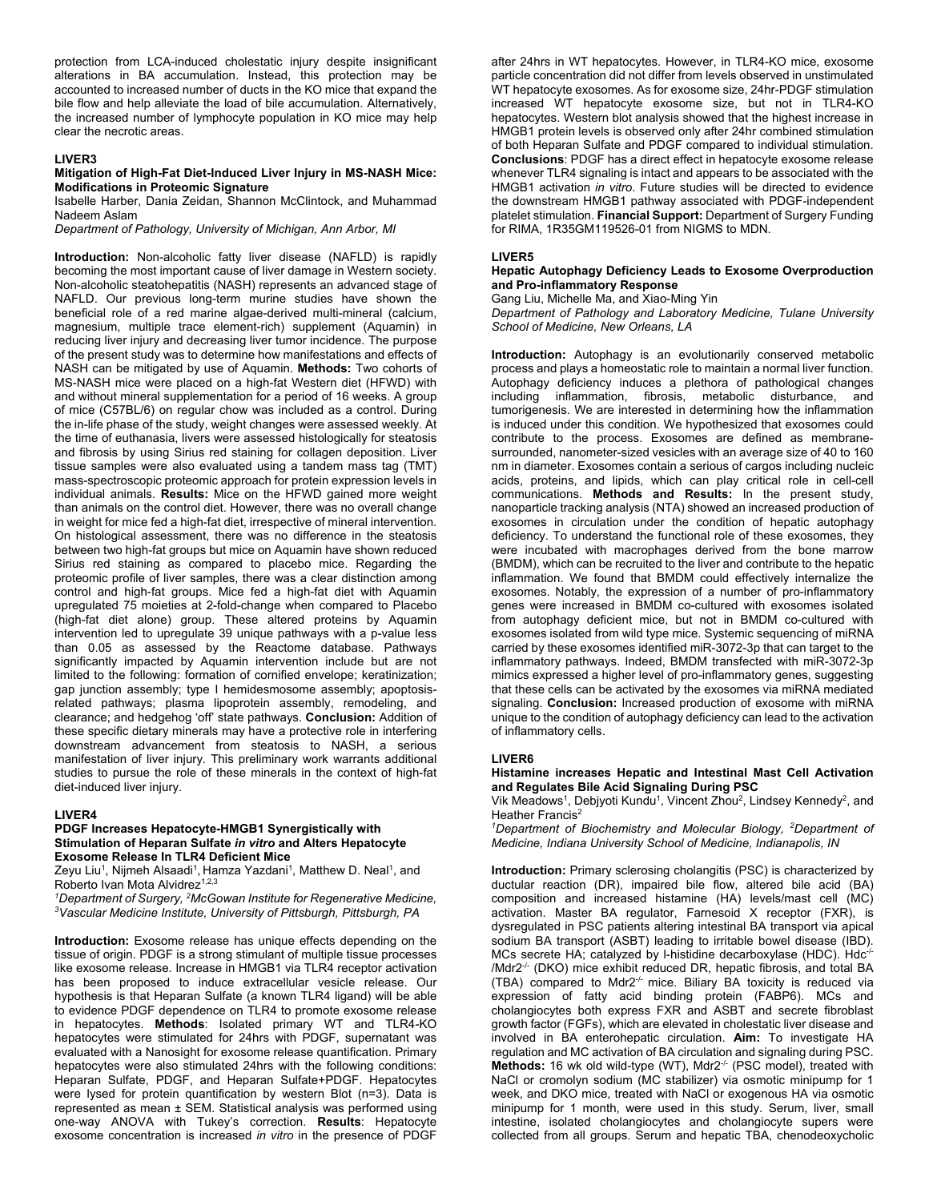protection from LCA-induced cholestatic injury despite insignificant alterations in BA accumulation. Instead, this protection may be accounted to increased number of ducts in the KO mice that expand the bile flow and help alleviate the load of bile accumulation. Alternatively, the increased number of lymphocyte population in KO mice may help clear the necrotic areas.

### LIVER3

**Mitigation of High-Fat Diet-Induced Liver Injury in MS-NASH Mice: Modifications in Proteomic Signature**

Isabelle Harber, Dania Zeidan, Shannon McClintock, and Muhammad Nadeem Aslam

*Department of Pathology, University of Michigan, Ann Arbor, MI*

**Introduction:** Non-alcoholic fatty liver disease (NAFLD) is rapidly becoming the most important cause of liver damage in Western society. Non-alcoholic steatohepatitis (NASH) represents an advanced stage of NAFLD. Our previous long-term murine studies have shown the beneficial role of a red marine algae-derived multi-mineral (calcium, magnesium, multiple trace element-rich) supplement (Aquamin) in reducing liver injury and decreasing liver tumor incidence. The purpose of the present study was to determine how manifestations and effects of NASH can be mitigated by use of Aquamin. **Methods:** Two cohorts of MS-NASH mice were placed on a high-fat Western diet (HFWD) with and without mineral supplementation for a period of 16 weeks. A group of mice (C57BL/6) on regular chow was included as a control. During the in-life phase of the study, weight changes were assessed weekly. At the time of euthanasia, livers were assessed histologically for steatosis and fibrosis by using Sirius red staining for collagen deposition. Liver tissue samples were also evaluated using a tandem mass tag (TMT) mass-spectroscopic proteomic approach for protein expression levels in individual animals. **Results:** Mice on the HFWD gained more weight than animals on the control diet. However, there was no overall change in weight for mice fed a high-fat diet, irrespective of mineral intervention. On histological assessment, there was no difference in the steatosis between two high-fat groups but mice on Aquamin have shown reduced Sirius red staining as compared to placebo mice. Regarding the proteomic profile of liver samples, there was a clear distinction among control and high-fat groups. Mice fed a high-fat diet with Aquamin upregulated 75 moieties at 2-fold-change when compared to Placebo (high-fat diet alone) group. These altered proteins by Aquamin intervention led to upregulate 39 unique pathways with a p-value less than 0.05 as assessed by the Reactome database. Pathways significantly impacted by Aquamin intervention include but are not limited to the following: formation of cornified envelope; keratinization; gap junction assembly; type I hemidesmosome assembly; apoptosis-related pathways; plasma lipoprotein assembly, remodeling, and clearance; and hedgehog 'off' state pathways. **Conclusion:** Addition of these specific dietary minerals may have a protective role in interfering downstream advancement from steatosis to NASH, a serious manifestation of liver injury. This preliminary work warrants additional studies to pursue the role of these minerals in the context of high-fat diet-induced liver injury.

### LIVER4

**PDGF Increases Hepatocyte-HMGB1 Synergistically with Stimulation of Heparan Sulfate *in vitro* and Alters Hepatocyte Exosome Release In TLR4 Deficient Mice**

Zeyu Liu[1], Nijmeh Alsaadi[1], Hamza Yazdani[1], Matthew D. Neal[1], and Roberto Ivan Mota Alvidrez[1,2,3]

*[1]Department of Surgery, [2]McGowan Institute for Regenerative Medicine, [3]Vascular Medicine Institute, University of Pittsburgh, Pittsburgh, PA*

**Introduction:** Exosome release has unique effects depending on the tissue of origin. PDGF is a strong stimulant of multiple tissue processes like exosome release. Increase in HMGB1 via TLR4 receptor activation has been proposed to induce extracellular vesicle release. Our hypothesis is that Heparan Sulfate (a known TLR4 ligand) will be able to evidence PDGF dependence on TLR4 to promote exosome release in hepatocytes. **Methods**: Isolated primary WT and TLR4-KO hepatocytes were stimulated for 24hrs with PDGF, supernatant was evaluated with a Nanosight for exosome release quantification. Primary hepatocytes were also stimulated 24hrs with the following conditions: Heparan Sulfate, PDGF, and Heparan Sulfate+PDGF. Hepatocytes were lysed for protein quantification by western Blot (n=3). Data is represented as mean ± SEM. Statistical analysis was performed using one-way ANOVA with Tukey's correction. **Results**: Hepatocyte exosome concentration is increased *in vitro* in the presence of PDGF after 24hrs in WT hepatocytes. However, in TLR4-KO mice, exosome particle concentration did not differ from levels observed in unstimulated WT hepatocyte exosomes. As for exosome size, 24hr-PDGF stimulation increased WT hepatocyte exosome size, but not in TLR4-KO hepatocytes. Western blot analysis showed that the highest increase in HMGB1 protein levels is observed only after 24hr combined stimulation of both Heparan Sulfate and PDGF compared to individual stimulation. **Conclusions**: PDGF has a direct effect in hepatocyte exosome release whenever TLR4 signaling is intact and appears to be associated with the HMGB1 activation *in vitro*. Future studies will be directed to evidence the downstream HMGB1 pathway associated with PDGF-independent platelet stimulation. **Financial Support:** Department of Surgery Funding for RIMA, 1R35GM119526-01 from NIGMS to MDN.

### LIVER5

**Hepatic Autophagy Deficiency Leads to Exosome Overproduction and Pro-inflammatory Response**

Gang Liu, Michelle Ma, and Xiao-Ming Yin

*Department of Pathology and Laboratory Medicine, Tulane University School of Medicine, New Orleans, LA*

**Introduction:** Autophagy is an evolutionarily conserved metabolic process and plays a homeostatic role to maintain a normal liver function. Autophagy deficiency induces a plethora of pathological changes including inflammation, fibrosis, metabolic disturbance, and tumorigenesis. We are interested in determining how the inflammation is induced under this condition. We hypothesized that exosomes could contribute to the process. Exosomes are defined as membrane-surrounded, nanometer-sized vesicles with an average size of 40 to 160 nm in diameter. Exosomes contain a serious of cargos including nucleic acids, proteins, and lipids, which can play critical role in cell-cell communications. **Methods and Results:** In the present study, nanoparticle tracking analysis (NTA) showed an increased production of exosomes in circulation under the condition of hepatic autophagy deficiency. To understand the functional role of these exosomes, they were incubated with macrophages derived from the bone marrow (BMDM), which can be recruited to the liver and contribute to the hepatic inflammation. We found that BMDM could effectively internalize the exosomes. Notably, the expression of a number of pro-inflammatory genes were increased in BMDM co-cultured with exosomes isolated from autophagy deficient mice, but not in BMDM co-cultured with exosomes isolated from wild type mice. Systemic sequencing of miRNA carried by these exosomes identified miR-3072-3p that can target to the inflammatory pathways. Indeed, BMDM transfected with miR-3072-3p mimics expressed a higher level of pro-inflammatory genes, suggesting that these cells can be activated by the exosomes via miRNA mediated signaling. **Conclusion:** Increased production of exosome with miRNA unique to the condition of autophagy deficiency can lead to the activation of inflammatory cells.

### LIVER6

**Histamine increases Hepatic and Intestinal Mast Cell Activation and Regulates Bile Acid Signaling During PSC**

Vik Meadows[1], Debjyoti Kundu[1], Vincent Zhou[2], Lindsey Kennedy[2], and Heather Francis[2]

*[1]Department of Biochemistry and Molecular Biology, [2]Department of Medicine, Indiana University School of Medicine, Indianapolis, IN*

**Introduction:** Primary sclerosing cholangitis (PSC) is characterized by ductular reaction (DR), impaired bile flow, altered bile acid (BA) composition and increased histamine (HA) levels/mast cell (MC) activation. Master BA regulator, Farnesoid X receptor (FXR), is dysregulated in PSC patients altering intestinal BA transport via apical sodium BA transport (ASBT) leading to irritable bowel disease (IBD). MCs secrete HA; catalyzed by l-histidine decarboxylase (HDC). $Hdc^{-/-}$/$Mdr2^{-/-}$ (DKO) mice exhibit reduced DR, hepatic fibrosis, and total BA (TBA) compared to $Mdr2^{-/-}$ mice. Biliary BA toxicity is reduced via expression of fatty acid binding protein (FABP6). MCs and cholangiocytes both express FXR and ASBT and secrete fibroblast growth factor (FGFs), which are elevated in cholestatic liver disease and involved in BA enterohepatic circulation. **Aim:** To investigate HA regulation and MC activation of BA circulation and signaling during PSC. **Methods:** 16 wk old wild-type (WT), $Mdr2^{-/-}$ (PSC model), treated with NaCl or cromolyn sodium (MC stabilizer) via osmotic minipump for 1 week, and DKO mice, treated with NaCl or exogenous HA via osmotic minipump for 1 month, were used in this study. Serum, liver, small intestine, isolated cholangiocytes and cholangiocyte supers were collected from all groups. Serum and hepatic TBA, chenodeoxycholic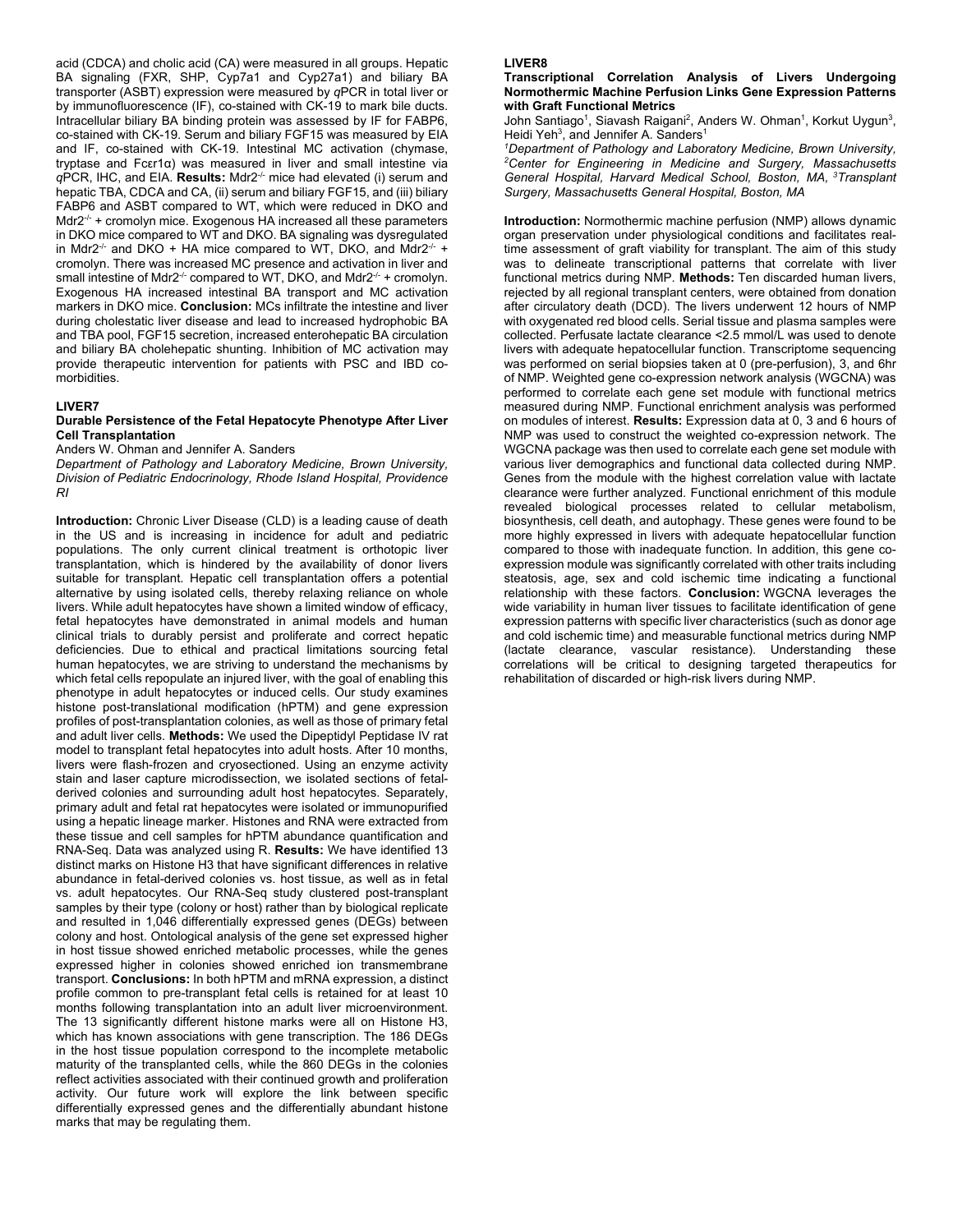acid (CDCA) and cholic acid (CA) were measured in all groups. Hepatic BA signaling (FXR, SHP, Cyp7a1 and Cyp27a1) and biliary BA transporter (ASBT) expression were measured by *q*PCR in total liver or by immunofluorescence (IF), co-stained with CK-19 to mark bile ducts. Intracellular biliary BA binding protein was assessed by IF for FABP6, co-stained with CK-19. Serum and biliary FGF15 was measured by EIA and IF, co-stained with CK-19. Intestinal MC activation (chymase, tryptase and Fcεr1α) was measured in liver and small intestine via *q*PCR, IHC, and EIA. **Results:** Mdr2$^{-/-}$ mice had elevated (i) serum and hepatic TBA, CDCA and CA, (ii) serum and biliary FGF15, and (iii) biliary FABP6 and ASBT compared to WT, which were reduced in DKO and Mdr2$^{-/-}$ + cromolyn mice. Exogenous HA increased all these parameters in DKO mice compared to WT and DKO. BA signaling was dysregulated in Mdr2$^{-/-}$ and DKO + HA mice compared to WT, DKO, and Mdr2$^{-/-}$ + cromolyn. There was increased MC presence and activation in liver and small intestine of Mdr2$^{-/-}$ compared to WT, DKO, and Mdr2$^{-/-}$ + cromolyn. Exogenous HA increased intestinal BA transport and MC activation markers in DKO mice. **Conclusion:** MCs infiltrate the intestine and liver during cholestatic liver disease and lead to increased hydrophobic BA and TBA pool, FGF15 secretion, increased enterohepatic BA circulation and biliary BA cholehepatic shunting. Inhibition of MC activation may provide therapeutic intervention for patients with PSC and IBD co-morbidities.

## LIVER7

### Durable Persistence of the Fetal Hepatocyte Phenotype After Liver Cell Transplantation

Anders W. Ohman and Jennifer A. Sanders

*Department of Pathology and Laboratory Medicine, Brown University, Division of Pediatric Endocrinology, Rhode Island Hospital, Providence RI*

**Introduction:** Chronic Liver Disease (CLD) is a leading cause of death in the US and is increasing in incidence for adult and pediatric populations. The only current clinical treatment is orthotopic liver transplantation, which is hindered by the availability of donor livers suitable for transplant. Hepatic cell transplantation offers a potential alternative by using isolated cells, thereby relaxing reliance on whole livers. While adult hepatocytes have shown a limited window of efficacy, fetal hepatocytes have demonstrated in animal models and human clinical trials to durably persist and proliferate and correct hepatic deficiencies. Due to ethical and practical limitations sourcing fetal human hepatocytes, we are striving to understand the mechanisms by which fetal cells repopulate an injured liver, with the goal of enabling this phenotype in adult hepatocytes or induced cells. Our study examines histone post-translational modification (hPTM) and gene expression profiles of post-transplantation colonies, as well as those of primary fetal and adult liver cells. **Methods:** We used the Dipeptidyl Peptidase IV rat model to transplant fetal hepatocytes into adult hosts. After 10 months, livers were flash-frozen and cryosectioned. Using an enzyme activity stain and laser capture microdissection, we isolated sections of fetal-derived colonies and surrounding adult host hepatocytes. Separately, primary adult and fetal rat hepatocytes were isolated or immunopurified using a hepatic lineage marker. Histones and RNA were extracted from these tissue and cell samples for hPTM abundance quantification and RNA-Seq. Data was analyzed using R. **Results:** We have identified 13 distinct marks on Histone H3 that have significant differences in relative abundance in fetal-derived colonies vs. host tissue, as well as in fetal vs. adult hepatocytes. Our RNA-Seq study clustered post-transplant samples by their type (colony or host) rather than by biological replicate and resulted in 1,046 differentially expressed genes (DEGs) between colony and host. Ontological analysis of the gene set expressed higher in host tissue showed enriched metabolic processes, while the genes expressed higher in colonies showed enriched ion transmembrane transport. **Conclusions:** In both hPTM and mRNA expression, a distinct profile common to pre-transplant fetal cells is retained for at least 10 months following transplantation into an adult liver microenvironment. The 13 significantly different histone marks were all on Histone H3, which has known associations with gene transcription. The 186 DEGs in the host tissue population correspond to the incomplete metabolic maturity of the transplanted cells, while the 860 DEGs in the colonies reflect activities associated with their continued growth and proliferation activity. Our future work will explore the link between specific differentially expressed genes and the differentially abundant histone marks that may be regulating them.

## LIVER8

### Transcriptional Correlation Analysis of Livers Undergoing Normothermic Machine Perfusion Links Gene Expression Patterns with Graft Functional Metrics

John Santiago[1], Siavash Raigani[2], Anders W. Ohman[1], Korkut Uygun[3], Heidi Yeh[3], and Jennifer A. Sanders[1]

*[1]Department of Pathology and Laboratory Medicine, Brown University, [2]Center for Engineering in Medicine and Surgery, Massachusetts General Hospital, Harvard Medical School, Boston, MA, [3]Transplant Surgery, Massachusetts General Hospital, Boston, MA*

**Introduction:** Normothermic machine perfusion (NMP) allows dynamic organ preservation under physiological conditions and facilitates real-time assessment of graft viability for transplant. The aim of this study was to delineate transcriptional patterns that correlate with liver functional metrics during NMP. **Methods:** Ten discarded human livers, rejected by all regional transplant centers, were obtained from donation after circulatory death (DCD). The livers underwent 12 hours of NMP with oxygenated red blood cells. Serial tissue and plasma samples were collected. Perfusate lactate clearance <2.5 mmol/L was used to denote livers with adequate hepatocellular function. Transcriptome sequencing was performed on serial biopsies taken at 0 (pre-perfusion), 3, and 6hr of NMP. Weighted gene co-expression network analysis (WGCNA) was performed to correlate each gene set module with functional metrics measured during NMP. Functional enrichment analysis was performed on modules of interest. **Results:** Expression data at 0, 3 and 6 hours of NMP was used to construct the weighted co-expression network. The WGCNA package was then used to correlate each gene set module with various liver demographics and functional data collected during NMP. Genes from the module with the highest correlation value with lactate clearance were further analyzed. Functional enrichment of this module revealed biological processes related to cellular metabolism, biosynthesis, cell death, and autophagy. These genes were found to be more highly expressed in livers with adequate hepatocellular function compared to those with inadequate function. In addition, this gene co-expression module was significantly correlated with other traits including steatosis, age, sex and cold ischemic time indicating a functional relationship with these factors. **Conclusion:** WGCNA leverages the wide variability in human liver tissues to facilitate identification of gene expression patterns with specific liver characteristics (such as donor age and cold ischemic time) and measurable functional metrics during NMP (lactate clearance, vascular resistance). Understanding these correlations will be critical to designing targeted therapeutics for rehabilitation of discarded or high-risk livers during NMP.